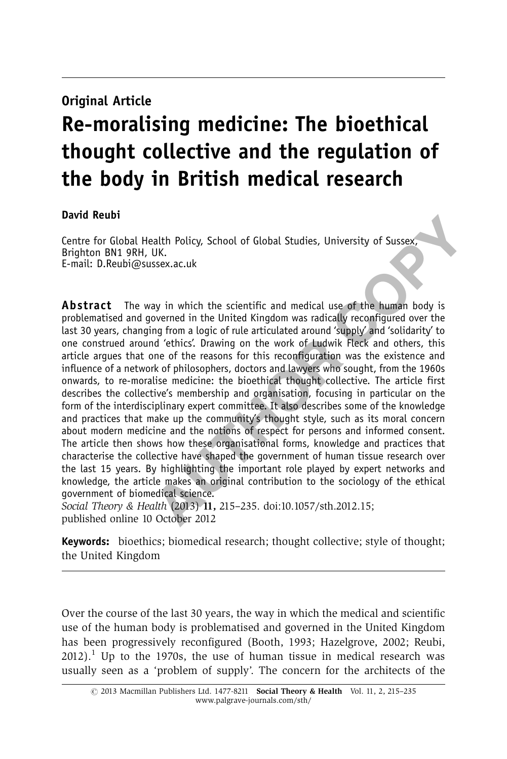**Original Article**

# Re-moralising medicine: The bioethical thought collective and the regulation of the body in British medical research

**David Reubi**

Centre for Global Health Policy, School of Global Studies, University of Sussex, Brighton BN1 9RH, UK.
E-mail: D.Reubi@sussex.ac.uk

**Abstract** The way in which the scientific and medical use of the human body is problematised and governed in the United Kingdom was radically reconfigured over the last 30 years, changing from a logic of rule articulated around 'supply' and 'solidarity' to one construed around 'ethics'. Drawing on the work of Ludwik Fleck and others, this article argues that one of the reasons for this reconfiguration was the existence and influence of a network of philosophers, doctors and lawyers who sought, from the 1960s onwards, to re-moralise medicine: the bioethical thought collective. The article first describes the collective's membership and organisation, focusing in particular on the form of the interdisciplinary expert committee. It also describes some of the knowledge and practices that make up the community's thought style, such as its moral concern about modern medicine and the notions of respect for persons and informed consent. The article then shows how these organisational forms, knowledge and practices that characterise the collective have shaped the government of human tissue research over the last 15 years. By highlighting the important role played by expert networks and knowledge, the article makes an original contribution to the sociology of the ethical government of biomedical science.
*Social Theory & Health* (2013) **11**, 215–235. doi:10.1057/sth.2012.15; published online 10 October 2012

**Keywords:** bioethics; biomedical research; thought collective; style of thought; the United Kingdom

Over the course of the last 30 years, the way in which the medical and scientific use of the human body is problematised and governed in the United Kingdom has been progressively reconfigured (Booth, 1993; Hazelgrove, 2002; Reubi, 2012).[1] Up to the 1970s, the use of human tissue in medical research was usually seen as a 'problem of supply'. The concern for the architects of the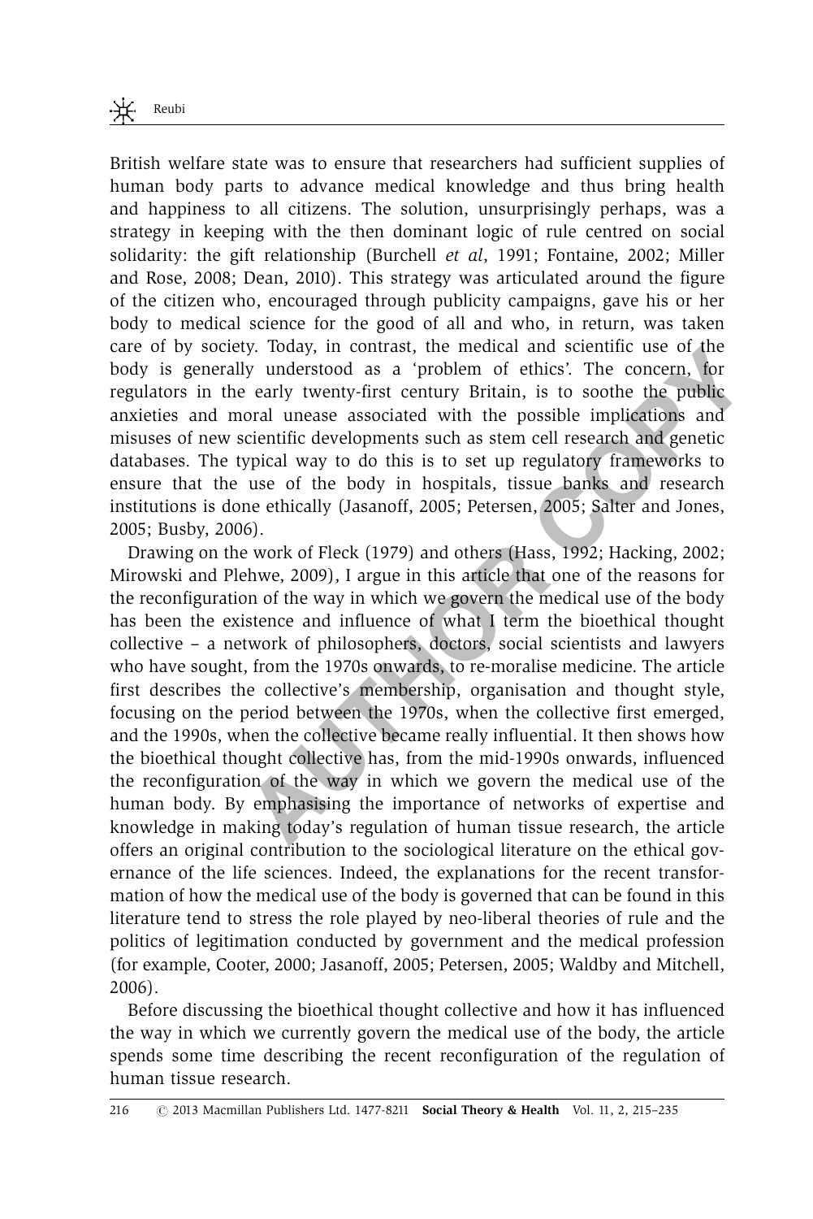British welfare state was to ensure that researchers had sufficient supplies of human body parts to advance medical knowledge and thus bring health and happiness to all citizens. The solution, unsurprisingly perhaps, was a strategy in keeping with the then dominant logic of rule centred on social solidarity: the gift relationship (Burchell *et al*, 1991; Fontaine, 2002; Miller and Rose, 2008; Dean, 2010). This strategy was articulated around the figure of the citizen who, encouraged through publicity campaigns, gave his or her body to medical science for the good of all and who, in return, was taken care of by society. Today, in contrast, the medical and scientific use of the body is generally understood as a 'problem of ethics'. The concern, for regulators in the early twenty-first century Britain, is to soothe the public anxieties and moral unease associated with the possible implications and misuses of new scientific developments such as stem cell research and genetic databases. The typical way to do this is to set up regulatory frameworks to ensure that the use of the body in hospitals, tissue banks and research institutions is done ethically (Jasanoff, 2005; Petersen, 2005; Salter and Jones, 2005; Busby, 2006).

Drawing on the work of Fleck (1979) and others (Hass, 1992; Hacking, 2002; Mirowski and Plehwe, 2009), I argue in this article that one of the reasons for the reconfiguration of the way in which we govern the medical use of the body has been the existence and influence of what I term the bioethical thought collective – a network of philosophers, doctors, social scientists and lawyers who have sought, from the 1970s onwards, to re-moralise medicine. The article first describes the collective's membership, organisation and thought style, focusing on the period between the 1970s, when the collective first emerged, and the 1990s, when the collective became really influential. It then shows how the bioethical thought collective has, from the mid-1990s onwards, influenced the reconfiguration of the way in which we govern the medical use of the human body. By emphasising the importance of networks of expertise and knowledge in making today's regulation of human tissue research, the article offers an original contribution to the sociological literature on the ethical governance of the life sciences. Indeed, the explanations for the recent transformation of how the medical use of the body is governed that can be found in this literature tend to stress the role played by neo-liberal theories of rule and the politics of legitimation conducted by government and the medical profession (for example, Cooter, 2000; Jasanoff, 2005; Petersen, 2005; Waldby and Mitchell, 2006).

Before discussing the bioethical thought collective and how it has influenced the way in which we currently govern the medical use of the body, the article spends some time describing the recent reconfiguration of the regulation of human tissue research.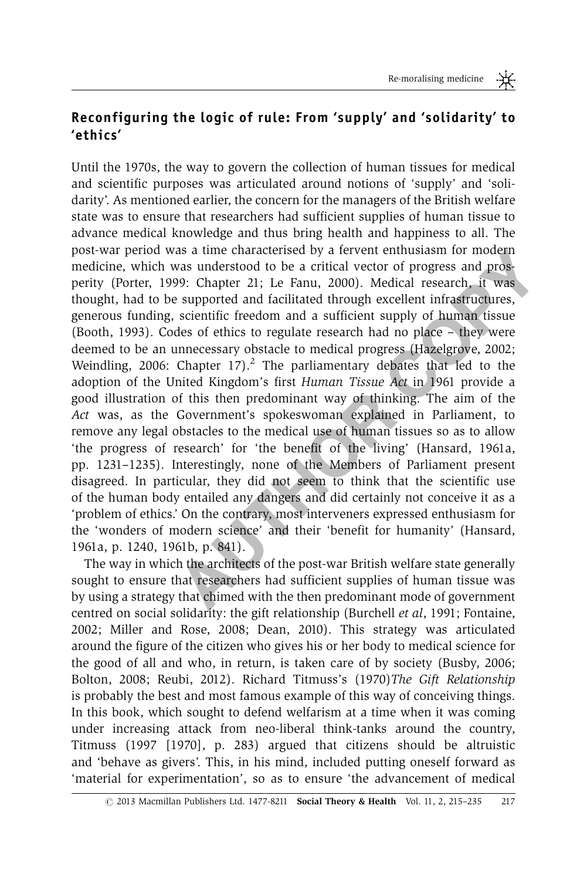## Reconfiguring the logic of rule: From 'supply' and 'solidarity' to 'ethics'

Until the 1970s, the way to govern the collection of human tissues for medical and scientific purposes was articulated around notions of 'supply' and 'solidarity'. As mentioned earlier, the concern for the managers of the British welfare state was to ensure that researchers had sufficient supplies of human tissue to advance medical knowledge and thus bring health and happiness to all. The post-war period was a time characterised by a fervent enthusiasm for modern medicine, which was understood to be a critical vector of progress and prosperity (Porter, 1999: Chapter 21; Le Fanu, 2000). Medical research, it was thought, had to be supported and facilitated through excellent infrastructures, generous funding, scientific freedom and a sufficient supply of human tissue (Booth, 1993). Codes of ethics to regulate research had no place – they were deemed to be an unnecessary obstacle to medical progress (Hazelgrove, 2002; Weindling, 2006: Chapter 17).[2] The parliamentary debates that led to the adoption of the United Kingdom's first *Human Tissue Act* in 1961 provide a good illustration of this then predominant way of thinking. The aim of the *Act* was, as the Government's spokeswoman explained in Parliament, to remove any legal obstacles to the medical use of human tissues so as to allow 'the progress of research' for 'the benefit of the living' (Hansard, 1961a, pp. 1231–1235). Interestingly, none of the Members of Parliament present disagreed. In particular, they did not seem to think that the scientific use of the human body entailed any dangers and did certainly not conceive it as a 'problem of ethics.' On the contrary, most interveners expressed enthusiasm for the 'wonders of modern science' and their 'benefit for humanity' (Hansard, 1961a, p. 1240, 1961b, p. 841).

The way in which the architects of the post-war British welfare state generally sought to ensure that researchers had sufficient supplies of human tissue was by using a strategy that chimed with the then predominant mode of government centred on social solidarity: the gift relationship (Burchell *et al*, 1991; Fontaine, 2002; Miller and Rose, 2008; Dean, 2010). This strategy was articulated around the figure of the citizen who gives his or her body to medical science for the good of all and who, in return, is taken care of by society (Busby, 2006; Bolton, 2008; Reubi, 2012). Richard Titmuss's (1970)*The Gift Relationship* is probably the best and most famous example of this way of conceiving things. In this book, which sought to defend welfarism at a time when it was coming under increasing attack from neo-liberal think-tanks around the country, Titmuss (1997 [1970], p. 283) argued that citizens should be altruistic and 'behave as givers'. This, in his mind, included putting oneself forward as 'material for experimentation', so as to ensure 'the advancement of medical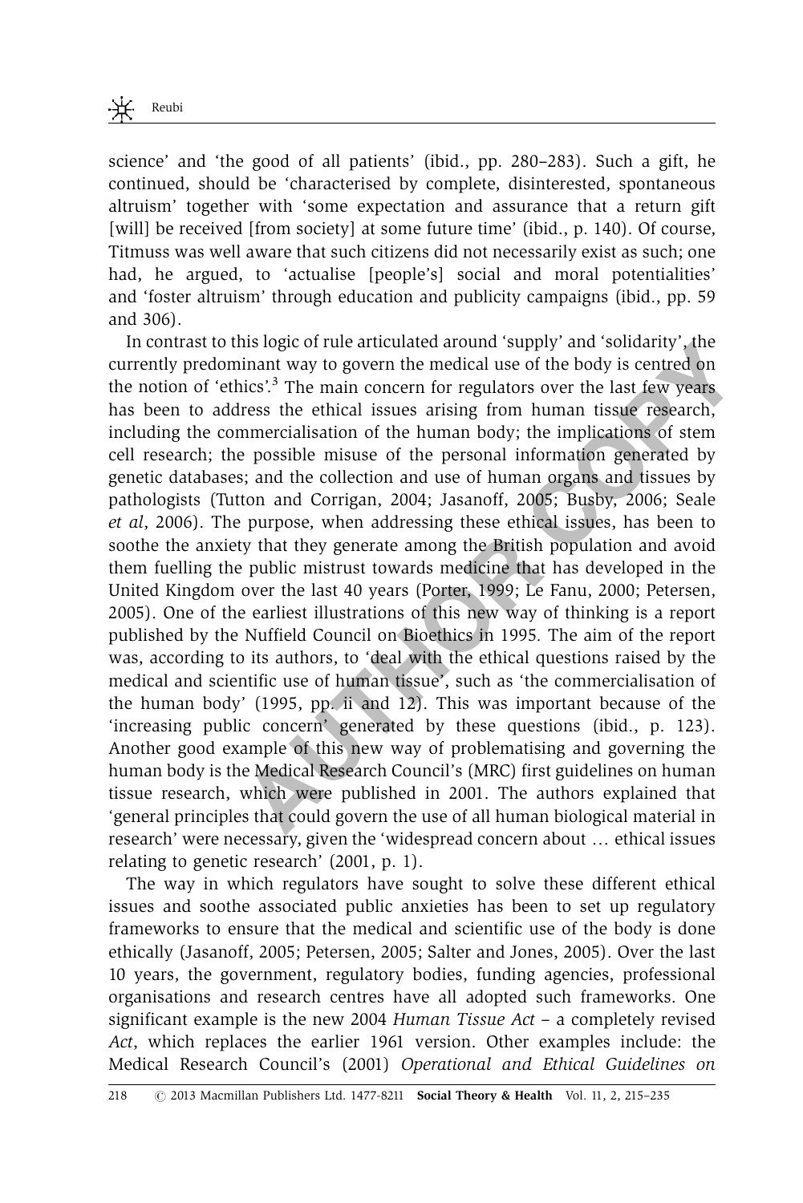science' and 'the good of all patients' (ibid., pp. 280–283). Such a gift, he continued, should be 'characterised by complete, disinterested, spontaneous altruism' together with 'some expectation and assurance that a return gift [will] be received [from society] at some future time' (ibid., p. 140). Of course, Titmuss was well aware that such citizens did not necessarily exist as such; one had, he argued, to 'actualise [people's] social and moral potentialities' and 'foster altruism' through education and publicity campaigns (ibid., pp. 59 and 306).

In contrast to this logic of rule articulated around 'supply' and 'solidarity', the currently predominant way to govern the medical use of the body is centred on the notion of 'ethics'.[3] The main concern for regulators over the last few years has been to address the ethical issues arising from human tissue research, including the commercialisation of the human body; the implications of stem cell research; the possible misuse of the personal information generated by genetic databases; and the collection and use of human organs and tissues by pathologists (Tutton and Corrigan, 2004; Jasanoff, 2005; Busby, 2006; Seale *et al*, 2006). The purpose, when addressing these ethical issues, has been to soothe the anxiety that they generate among the British population and avoid them fuelling the public mistrust towards medicine that has developed in the United Kingdom over the last 40 years (Porter, 1999; Le Fanu, 2000; Petersen, 2005). One of the earliest illustrations of this new way of thinking is a report published by the Nuffield Council on Bioethics in 1995. The aim of the report was, according to its authors, to 'deal with the ethical questions raised by the medical and scientific use of human tissue', such as 'the commercialisation of the human body' (1995, pp. ii and 12). This was important because of the 'increasing public concern' generated by these questions (ibid., p. 123). Another good example of this new way of problematising and governing the human body is the Medical Research Council's (MRC) first guidelines on human tissue research, which were published in 2001. The authors explained that 'general principles that could govern the use of all human biological material in research' were necessary, given the 'widespread concern about … ethical issues relating to genetic research' (2001, p. 1).

The way in which regulators have sought to solve these different ethical issues and soothe associated public anxieties has been to set up regulatory frameworks to ensure that the medical and scientific use of the body is done ethically (Jasanoff, 2005; Petersen, 2005; Salter and Jones, 2005). Over the last 10 years, the government, regulatory bodies, funding agencies, professional organisations and research centres have all adopted such frameworks. One significant example is the new 2004 *Human Tissue Act* – a completely revised *Act*, which replaces the earlier 1961 version. Other examples include: the Medical Research Council's (2001) *Operational and Ethical Guidelines on*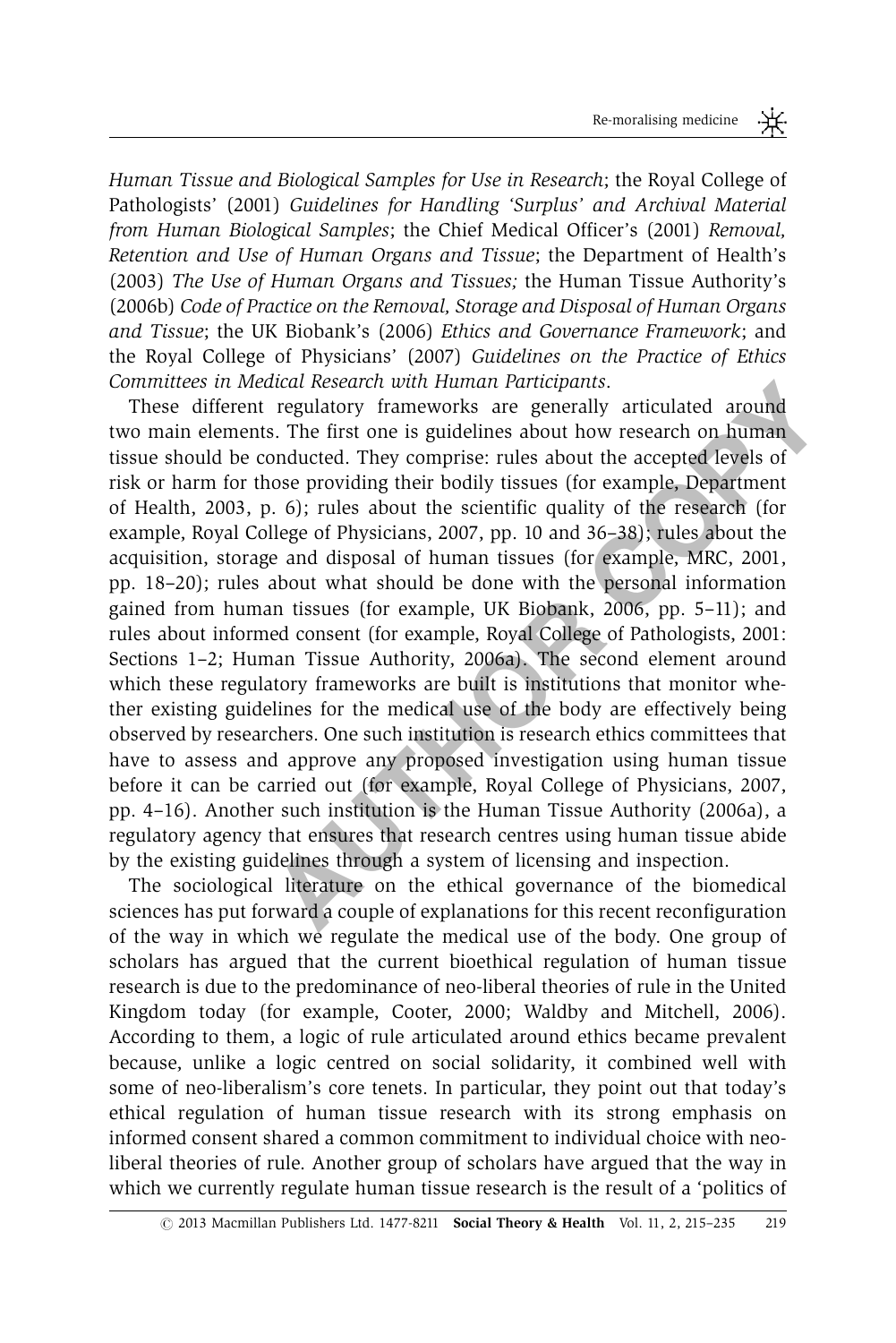*Human Tissue and Biological Samples for Use in Research*; the Royal College of Pathologists' (2001) *Guidelines for Handling 'Surplus' and Archival Material from Human Biological Samples*; the Chief Medical Officer's (2001) *Removal, Retention and Use of Human Organs and Tissue*; the Department of Health's (2003) *The Use of Human Organs and Tissues;* the Human Tissue Authority's (2006b) *Code of Practice on the Removal, Storage and Disposal of Human Organs and Tissue*; the UK Biobank's (2006) *Ethics and Governance Framework*; and the Royal College of Physicians' (2007) *Guidelines on the Practice of Ethics Committees in Medical Research with Human Participants*.

These different regulatory frameworks are generally articulated around two main elements. The first one is guidelines about how research on human tissue should be conducted. They comprise: rules about the accepted levels of risk or harm for those providing their bodily tissues (for example, Department of Health, 2003, p. 6); rules about the scientific quality of the research (for example, Royal College of Physicians, 2007, pp. 10 and 36–38); rules about the acquisition, storage and disposal of human tissues (for example, MRC, 2001, pp. 18–20); rules about what should be done with the personal information gained from human tissues (for example, UK Biobank, 2006, pp. 5–11); and rules about informed consent (for example, Royal College of Pathologists, 2001: Sections 1–2; Human Tissue Authority, 2006a). The second element around which these regulatory frameworks are built is institutions that monitor whether existing guidelines for the medical use of the body are effectively being observed by researchers. One such institution is research ethics committees that have to assess and approve any proposed investigation using human tissue before it can be carried out (for example, Royal College of Physicians, 2007, pp. 4–16). Another such institution is the Human Tissue Authority (2006a), a regulatory agency that ensures that research centres using human tissue abide by the existing guidelines through a system of licensing and inspection.

The sociological literature on the ethical governance of the biomedical sciences has put forward a couple of explanations for this recent reconfiguration of the way in which we regulate the medical use of the body. One group of scholars has argued that the current bioethical regulation of human tissue research is due to the predominance of neo-liberal theories of rule in the United Kingdom today (for example, Cooter, 2000; Waldby and Mitchell, 2006). According to them, a logic of rule articulated around ethics became prevalent because, unlike a logic centred on social solidarity, it combined well with some of neo-liberalism's core tenets. In particular, they point out that today's ethical regulation of human tissue research with its strong emphasis on informed consent shared a common commitment to individual choice with neo-liberal theories of rule. Another group of scholars have argued that the way in which we currently regulate human tissue research is the result of a 'politics of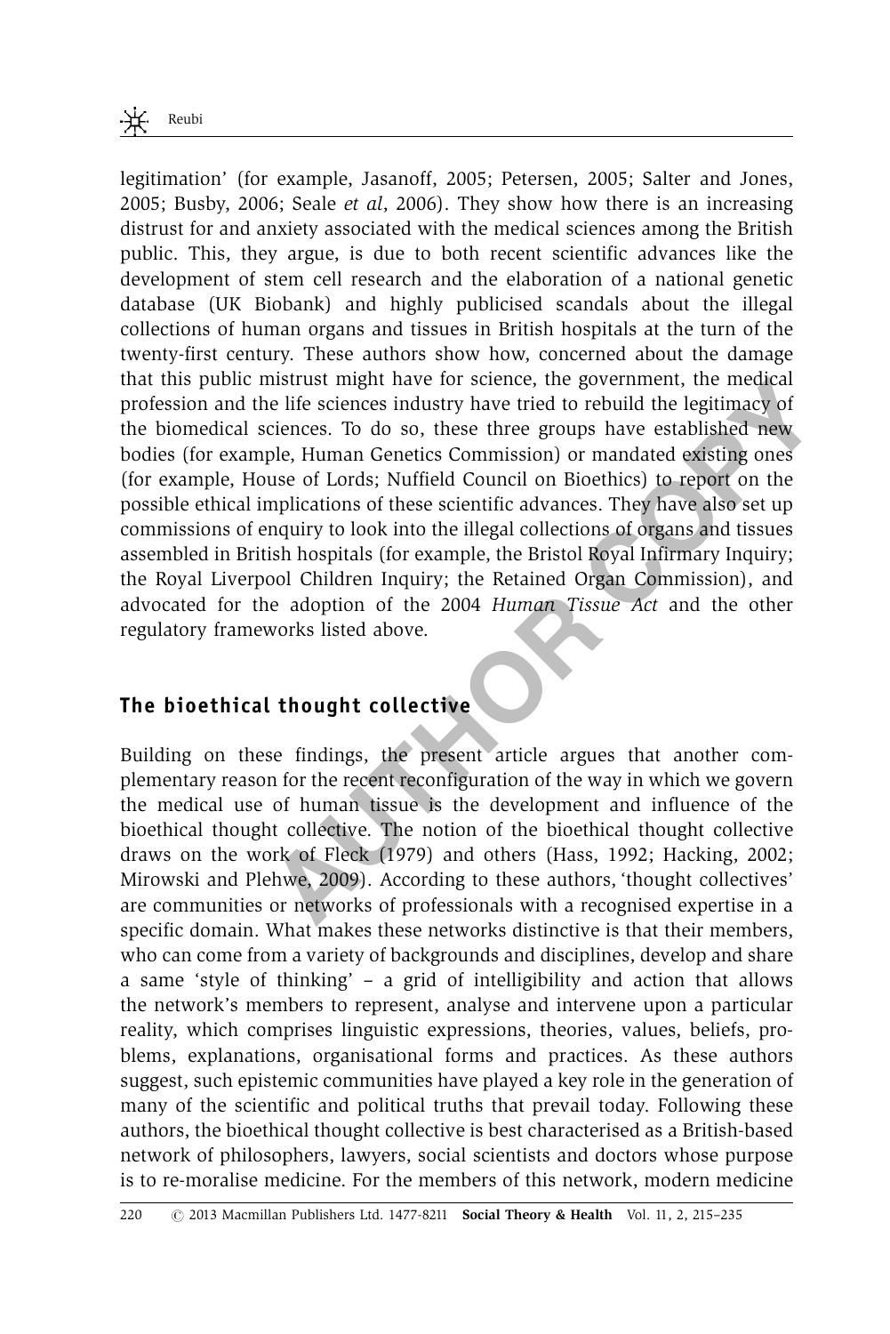legitimation' (for example, Jasanoff, 2005; Petersen, 2005; Salter and Jones, 2005; Busby, 2006; Seale *et al*, 2006). They show how there is an increasing distrust for and anxiety associated with the medical sciences among the British public. This, they argue, is due to both recent scientific advances like the development of stem cell research and the elaboration of a national genetic database (UK Biobank) and highly publicised scandals about the illegal collections of human organs and tissues in British hospitals at the turn of the twenty-first century. These authors show how, concerned about the damage that this public mistrust might have for science, the government, the medical profession and the life sciences industry have tried to rebuild the legitimacy of the biomedical sciences. To do so, these three groups have established new bodies (for example, Human Genetics Commission) or mandated existing ones (for example, House of Lords; Nuffield Council on Bioethics) to report on the possible ethical implications of these scientific advances. They have also set up commissions of enquiry to look into the illegal collections of organs and tissues assembled in British hospitals (for example, the Bristol Royal Infirmary Inquiry; the Royal Liverpool Children Inquiry; the Retained Organ Commission), and advocated for the adoption of the 2004 *Human Tissue Act* and the other regulatory frameworks listed above.

## The bioethical thought collective

Building on these findings, the present article argues that another complementary reason for the recent reconfiguration of the way in which we govern the medical use of human tissue is the development and influence of the bioethical thought collective. The notion of the bioethical thought collective draws on the work of Fleck (1979) and others (Hass, 1992; Hacking, 2002; Mirowski and Plehwe, 2009). According to these authors, 'thought collectives' are communities or networks of professionals with a recognised expertise in a specific domain. What makes these networks distinctive is that their members, who can come from a variety of backgrounds and disciplines, develop and share a same 'style of thinking' – a grid of intelligibility and action that allows the network's members to represent, analyse and intervene upon a particular reality, which comprises linguistic expressions, theories, values, beliefs, problems, explanations, organisational forms and practices. As these authors suggest, such epistemic communities have played a key role in the generation of many of the scientific and political truths that prevail today. Following these authors, the bioethical thought collective is best characterised as a British-based network of philosophers, lawyers, social scientists and doctors whose purpose is to re-moralise medicine. For the members of this network, modern medicine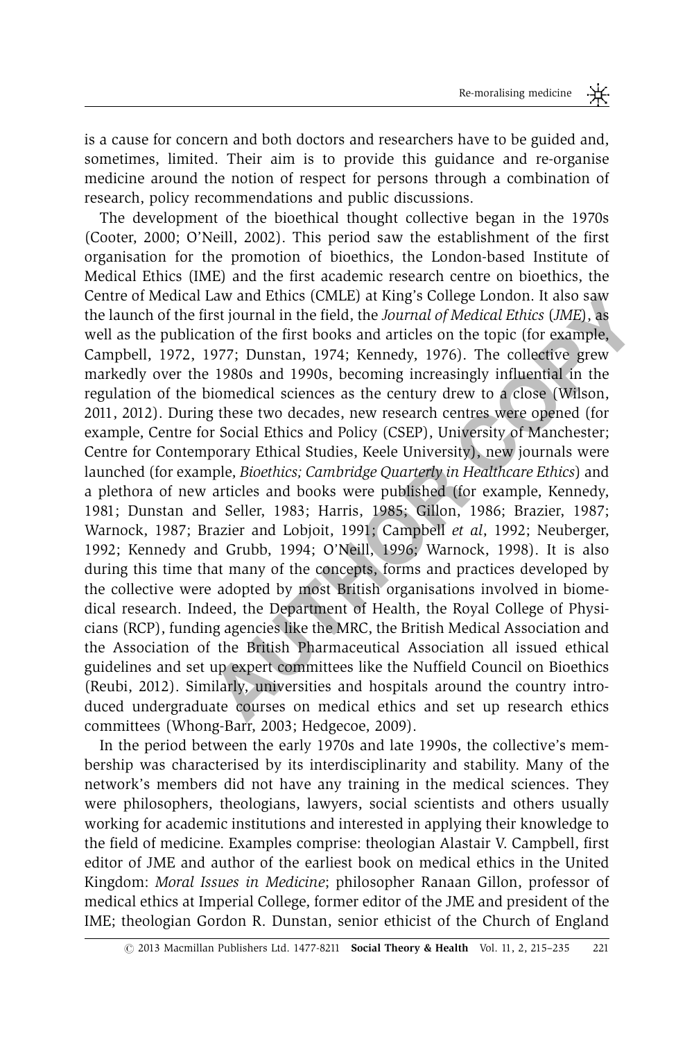is a cause for concern and both doctors and researchers have to be guided and, sometimes, limited. Their aim is to provide this guidance and re-organise medicine around the notion of respect for persons through a combination of research, policy recommendations and public discussions.

The development of the bioethical thought collective began in the 1970s (Cooter, 2000; O'Neill, 2002). This period saw the establishment of the first organisation for the promotion of bioethics, the London-based Institute of Medical Ethics (IME) and the first academic research centre on bioethics, the Centre of Medical Law and Ethics (CMLE) at King's College London. It also saw the launch of the first journal in the field, the *Journal of Medical Ethics* (*JME*), as well as the publication of the first books and articles on the topic (for example, Campbell, 1972, 1977; Dunstan, 1974; Kennedy, 1976). The collective grew markedly over the 1980s and 1990s, becoming increasingly influential in the regulation of the biomedical sciences as the century drew to a close (Wilson, 2011, 2012). During these two decades, new research centres were opened (for example, Centre for Social Ethics and Policy (CSEP), University of Manchester; Centre for Contemporary Ethical Studies, Keele University), new journals were launched (for example, *Bioethics; Cambridge Quarterly in Healthcare Ethics*) and a plethora of new articles and books were published (for example, Kennedy, 1981; Dunstan and Seller, 1983; Harris, 1985; Gillon, 1986; Brazier, 1987; Warnock, 1987; Brazier and Lobjoit, 1991; Campbell *et al*, 1992; Neuberger, 1992; Kennedy and Grubb, 1994; O'Neill, 1996; Warnock, 1998). It is also during this time that many of the concepts, forms and practices developed by the collective were adopted by most British organisations involved in biomedical research. Indeed, the Department of Health, the Royal College of Physicians (RCP), funding agencies like the MRC, the British Medical Association and the Association of the British Pharmaceutical Association all issued ethical guidelines and set up expert committees like the Nuffield Council on Bioethics (Reubi, 2012). Similarly, universities and hospitals around the country introduced undergraduate courses on medical ethics and set up research ethics committees (Whong-Barr, 2003; Hedgecoe, 2009).

In the period between the early 1970s and late 1990s, the collective's membership was characterised by its interdisciplinarity and stability. Many of the network's members did not have any training in the medical sciences. They were philosophers, theologians, lawyers, social scientists and others usually working for academic institutions and interested in applying their knowledge to the field of medicine. Examples comprise: theologian Alastair V. Campbell, first editor of JME and author of the earliest book on medical ethics in the United Kingdom: *Moral Issues in Medicine*; philosopher Ranaan Gillon, professor of medical ethics at Imperial College, former editor of the JME and president of the IME; theologian Gordon R. Dunstan, senior ethicist of the Church of England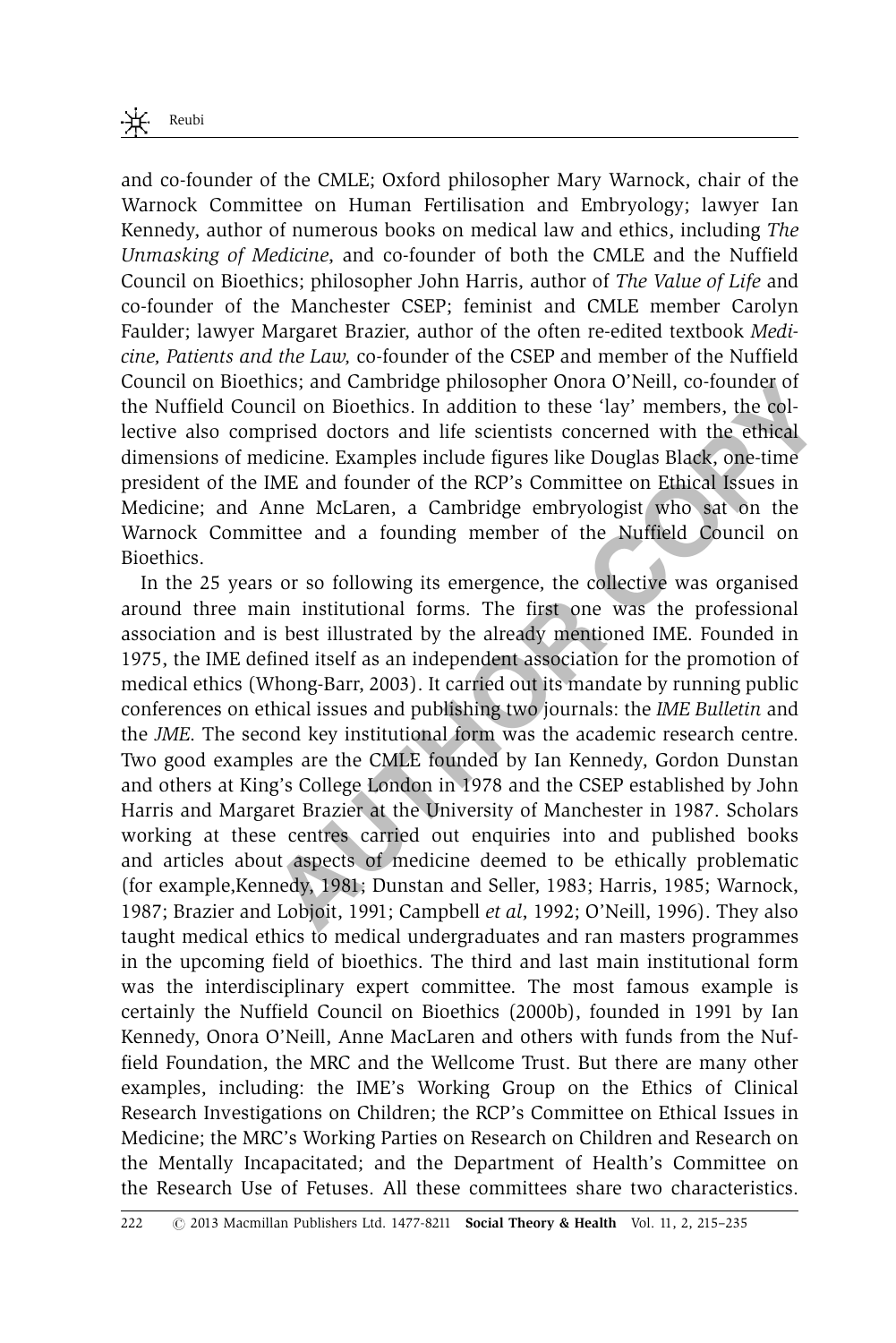and co-founder of the CMLE; Oxford philosopher Mary Warnock, chair of the Warnock Committee on Human Fertilisation and Embryology; lawyer Ian Kennedy, author of numerous books on medical law and ethics, including *The Unmasking of Medicine*, and co-founder of both the CMLE and the Nuffield Council on Bioethics; philosopher John Harris, author of *The Value of Life* and co-founder of the Manchester CSEP; feminist and CMLE member Carolyn Faulder; lawyer Margaret Brazier, author of the often re-edited textbook *Medicine, Patients and the Law,* co-founder of the CSEP and member of the Nuffield Council on Bioethics; and Cambridge philosopher Onora O'Neill, co-founder of the Nuffield Council on Bioethics. In addition to these 'lay' members, the collective also comprised doctors and life scientists concerned with the ethical dimensions of medicine. Examples include figures like Douglas Black, one-time president of the IME and founder of the RCP's Committee on Ethical Issues in Medicine; and Anne McLaren, a Cambridge embryologist who sat on the Warnock Committee and a founding member of the Nuffield Council on Bioethics.

In the 25 years or so following its emergence, the collective was organised around three main institutional forms. The first one was the professional association and is best illustrated by the already mentioned IME. Founded in 1975, the IME defined itself as an independent association for the promotion of medical ethics (Whong-Barr, 2003). It carried out its mandate by running public conferences on ethical issues and publishing two journals: the *IME Bulletin* and the *JME*. The second key institutional form was the academic research centre. Two good examples are the CMLE founded by Ian Kennedy, Gordon Dunstan and others at King's College London in 1978 and the CSEP established by John Harris and Margaret Brazier at the University of Manchester in 1987. Scholars working at these centres carried out enquiries into and published books and articles about aspects of medicine deemed to be ethically problematic (for example,Kennedy, 1981; Dunstan and Seller, 1983; Harris, 1985; Warnock, 1987; Brazier and Lobjoit, 1991; Campbell *et al*, 1992; O'Neill, 1996). They also taught medical ethics to medical undergraduates and ran masters programmes in the upcoming field of bioethics. The third and last main institutional form was the interdisciplinary expert committee. The most famous example is certainly the Nuffield Council on Bioethics (2000b), founded in 1991 by Ian Kennedy, Onora O'Neill, Anne MacLaren and others with funds from the Nuffield Foundation, the MRC and the Wellcome Trust. But there are many other examples, including: the IME's Working Group on the Ethics of Clinical Research Investigations on Children; the RCP's Committee on Ethical Issues in Medicine; the MRC's Working Parties on Research on Children and Research on the Mentally Incapacitated; and the Department of Health's Committee on the Research Use of Fetuses. All these committees share two characteristics.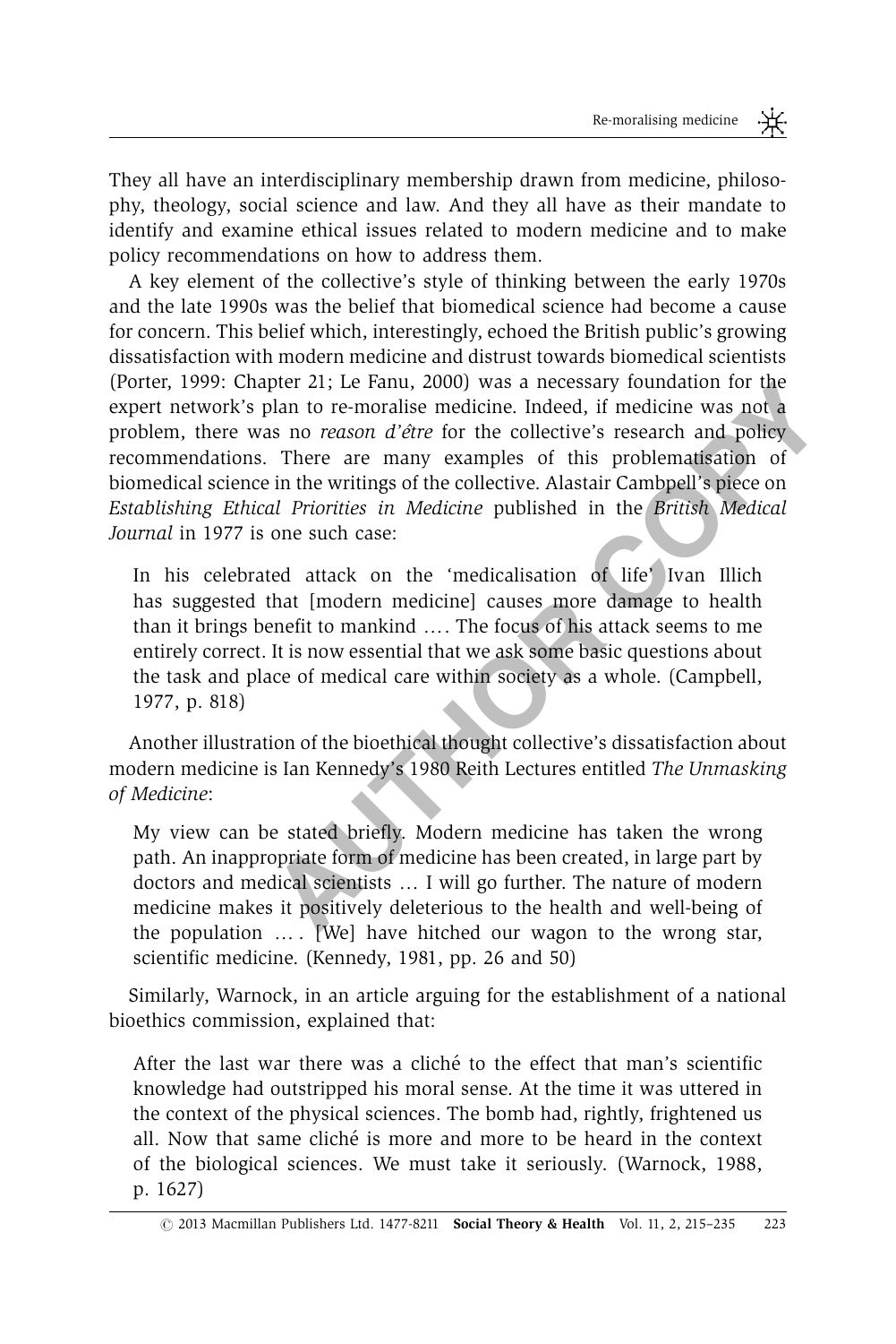They all have an interdisciplinary membership drawn from medicine, philosophy, theology, social science and law. And they all have as their mandate to identify and examine ethical issues related to modern medicine and to make policy recommendations on how to address them.

A key element of the collective's style of thinking between the early 1970s and the late 1990s was the belief that biomedical science had become a cause for concern. This belief which, interestingly, echoed the British public's growing dissatisfaction with modern medicine and distrust towards biomedical scientists (Porter, 1999: Chapter 21; Le Fanu, 2000) was a necessary foundation for the expert network's plan to re-moralise medicine. Indeed, if medicine was not a problem, there was no *reason d'être* for the collective's research and policy recommendations. There are many examples of this problematisation of biomedical science in the writings of the collective. Alastair Cambpell's piece on *Establishing Ethical Priorities in Medicine* published in the *British Medical Journal* in 1977 is one such case:

> In his celebrated attack on the 'medicalisation of life' Ivan Illich has suggested that [modern medicine] causes more damage to health than it brings benefit to mankind …. The focus of his attack seems to me entirely correct. It is now essential that we ask some basic questions about the task and place of medical care within society as a whole. (Campbell, 1977, p. 818)

Another illustration of the bioethical thought collective's dissatisfaction about modern medicine is Ian Kennedy's 1980 Reith Lectures entitled *The Unmasking of Medicine*:

> My view can be stated briefly. Modern medicine has taken the wrong path. An inappropriate form of medicine has been created, in large part by doctors and medical scientists … I will go further. The nature of modern medicine makes it positively deleterious to the health and well-being of the population … . [We] have hitched our wagon to the wrong star, scientific medicine. (Kennedy, 1981, pp. 26 and 50)

Similarly, Warnock, in an article arguing for the establishment of a national bioethics commission, explained that:

> After the last war there was a cliché to the effect that man's scientific knowledge had outstripped his moral sense. At the time it was uttered in the context of the physical sciences. The bomb had, rightly, frightened us all. Now that same cliché is more and more to be heard in the context of the biological sciences. We must take it seriously. (Warnock, 1988, p. 1627)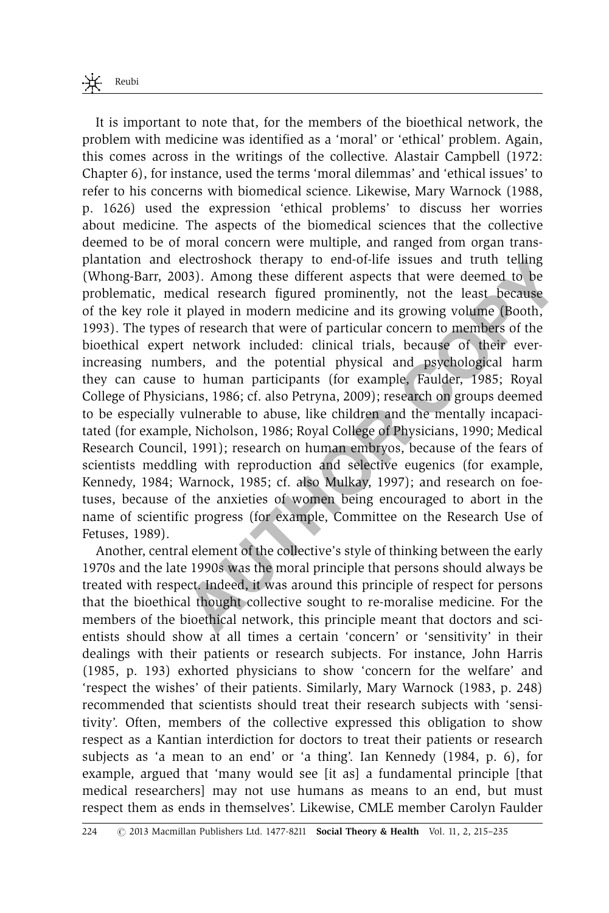It is important to note that, for the members of the bioethical network, the problem with medicine was identified as a 'moral' or 'ethical' problem. Again, this comes across in the writings of the collective. Alastair Campbell (1972: Chapter 6), for instance, used the terms 'moral dilemmas' and 'ethical issues' to refer to his concerns with biomedical science. Likewise, Mary Warnock (1988, p. 1626) used the expression 'ethical problems' to discuss her worries about medicine. The aspects of the biomedical sciences that the collective deemed to be of moral concern were multiple, and ranged from organ transplantation and electroshock therapy to end-of-life issues and truth telling (Whong-Barr, 2003). Among these different aspects that were deemed to be problematic, medical research figured prominently, not the least because of the key role it played in modern medicine and its growing volume (Booth, 1993). The types of research that were of particular concern to members of the bioethical expert network included: clinical trials, because of their ever-increasing numbers, and the potential physical and psychological harm they can cause to human participants (for example, Faulder, 1985; Royal College of Physicians, 1986; cf. also Petryna, 2009); research on groups deemed to be especially vulnerable to abuse, like children and the mentally incapacitated (for example, Nicholson, 1986; Royal College of Physicians, 1990; Medical Research Council, 1991); research on human embryos, because of the fears of scientists meddling with reproduction and selective eugenics (for example, Kennedy, 1984; Warnock, 1985; cf. also Mulkay, 1997); and research on foetuses, because of the anxieties of women being encouraged to abort in the name of scientific progress (for example, Committee on the Research Use of Fetuses, 1989).

Another, central element of the collective's style of thinking between the early 1970s and the late 1990s was the moral principle that persons should always be treated with respect. Indeed, it was around this principle of respect for persons that the bioethical thought collective sought to re-moralise medicine. For the members of the bioethical network, this principle meant that doctors and scientists should show at all times a certain 'concern' or 'sensitivity' in their dealings with their patients or research subjects. For instance, John Harris (1985, p. 193) exhorted physicians to show 'concern for the welfare' and 'respect the wishes' of their patients. Similarly, Mary Warnock (1983, p. 248) recommended that scientists should treat their research subjects with 'sensitivity'. Often, members of the collective expressed this obligation to show respect as a Kantian interdiction for doctors to treat their patients or research subjects as 'a mean to an end' or 'a thing'. Ian Kennedy (1984, p. 6), for example, argued that 'many would see [it as] a fundamental principle [that medical researchers] may not use humans as means to an end, but must respect them as ends in themselves'. Likewise, CMLE member Carolyn Faulder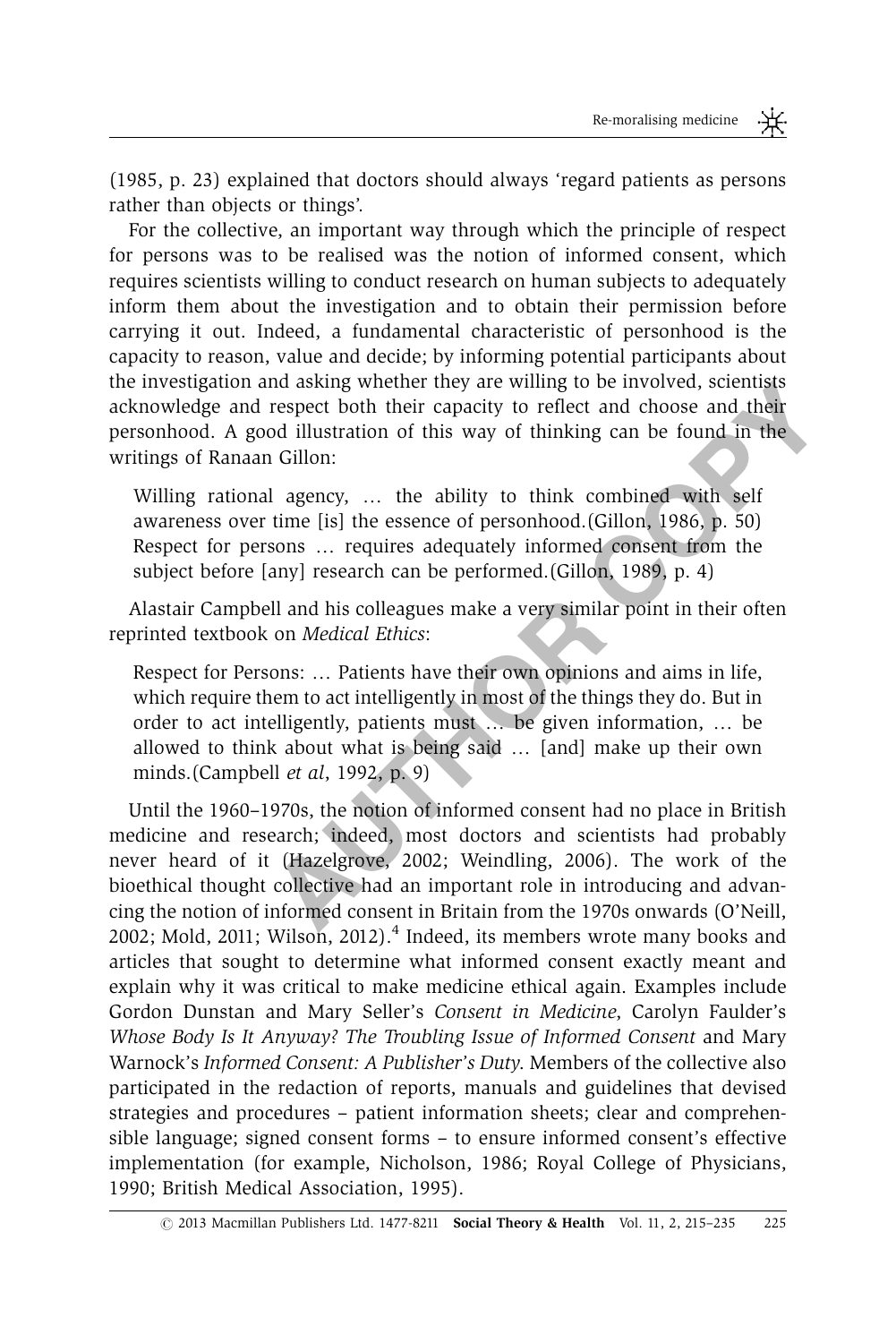(1985, p. 23) explained that doctors should always 'regard patients as persons rather than objects or things'.

For the collective, an important way through which the principle of respect for persons was to be realised was the notion of informed consent, which requires scientists willing to conduct research on human subjects to adequately inform them about the investigation and to obtain their permission before carrying it out. Indeed, a fundamental characteristic of personhood is the capacity to reason, value and decide; by informing potential participants about the investigation and asking whether they are willing to be involved, scientists acknowledge and respect both their capacity to reflect and choose and their personhood. A good illustration of this way of thinking can be found in the writings of Ranaan Gillon:

> Willing rational agency, … the ability to think combined with self awareness over time [is] the essence of personhood.(Gillon, 1986, p. 50) Respect for persons … requires adequately informed consent from the subject before [any] research can be performed.(Gillon, 1989, p. 4)

Alastair Campbell and his colleagues make a very similar point in their often reprinted textbook on *Medical Ethics*:

> Respect for Persons: … Patients have their own opinions and aims in life, which require them to act intelligently in most of the things they do. But in order to act intelligently, patients must … be given information, … be allowed to think about what is being said … [and] make up their own minds.(Campbell *et al*, 1992, p. 9)

Until the 1960–1970s, the notion of informed consent had no place in British medicine and research; indeed, most doctors and scientists had probably never heard of it (Hazelgrove, 2002; Weindling, 2006). The work of the bioethical thought collective had an important role in introducing and advancing the notion of informed consent in Britain from the 1970s onwards (O'Neill, 2002; Mold, 2011; Wilson, 2012).[4] Indeed, its members wrote many books and articles that sought to determine what informed consent exactly meant and explain why it was critical to make medicine ethical again. Examples include Gordon Dunstan and Mary Seller's *Consent in Medicine*, Carolyn Faulder's *Whose Body Is It Anyway? The Troubling Issue of Informed Consent* and Mary Warnock's *Informed Consent: A Publisher's Duty*. Members of the collective also participated in the redaction of reports, manuals and guidelines that devised strategies and procedures – patient information sheets; clear and comprehensible language; signed consent forms – to ensure informed consent's effective implementation (for example, Nicholson, 1986; Royal College of Physicians, 1990; British Medical Association, 1995).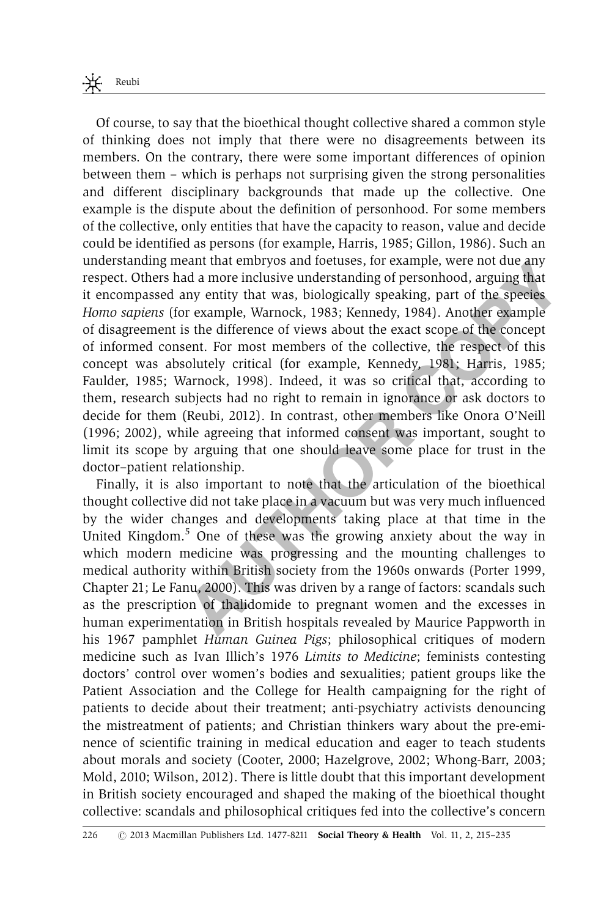Of course, to say that the bioethical thought collective shared a common style of thinking does not imply that there were no disagreements between its members. On the contrary, there were some important differences of opinion between them – which is perhaps not surprising given the strong personalities and different disciplinary backgrounds that made up the collective. One example is the dispute about the definition of personhood. For some members of the collective, only entities that have the capacity to reason, value and decide could be identified as persons (for example, Harris, 1985; Gillon, 1986). Such an understanding meant that embryos and foetuses, for example, were not due any respect. Others had a more inclusive understanding of personhood, arguing that it encompassed any entity that was, biologically speaking, part of the species *Homo sapiens* (for example, Warnock, 1983; Kennedy, 1984). Another example of disagreement is the difference of views about the exact scope of the concept of informed consent. For most members of the collective, the respect of this concept was absolutely critical (for example, Kennedy, 1981; Harris, 1985; Faulder, 1985; Warnock, 1998). Indeed, it was so critical that, according to them, research subjects had no right to remain in ignorance or ask doctors to decide for them (Reubi, 2012). In contrast, other members like Onora O'Neill (1996; 2002), while agreeing that informed consent was important, sought to limit its scope by arguing that one should leave some place for trust in the doctor–patient relationship.

Finally, it is also important to note that the articulation of the bioethical thought collective did not take place in a vacuum but was very much influenced by the wider changes and developments taking place at that time in the United Kingdom.[5] One of these was the growing anxiety about the way in which modern medicine was progressing and the mounting challenges to medical authority within British society from the 1960s onwards (Porter 1999, Chapter 21; Le Fanu, 2000). This was driven by a range of factors: scandals such as the prescription of thalidomide to pregnant women and the excesses in human experimentation in British hospitals revealed by Maurice Pappworth in his 1967 pamphlet *Human Guinea Pigs*; philosophical critiques of modern medicine such as Ivan Illich's 1976 *Limits to Medicine*; feminists contesting doctors' control over women's bodies and sexualities; patient groups like the Patient Association and the College for Health campaigning for the right of patients to decide about their treatment; anti-psychiatry activists denouncing the mistreatment of patients; and Christian thinkers wary about the pre-eminence of scientific training in medical education and eager to teach students about morals and society (Cooter, 2000; Hazelgrove, 2002; Whong-Barr, 2003; Mold, 2010; Wilson, 2012). There is little doubt that this important development in British society encouraged and shaped the making of the bioethical thought collective: scandals and philosophical critiques fed into the collective's concern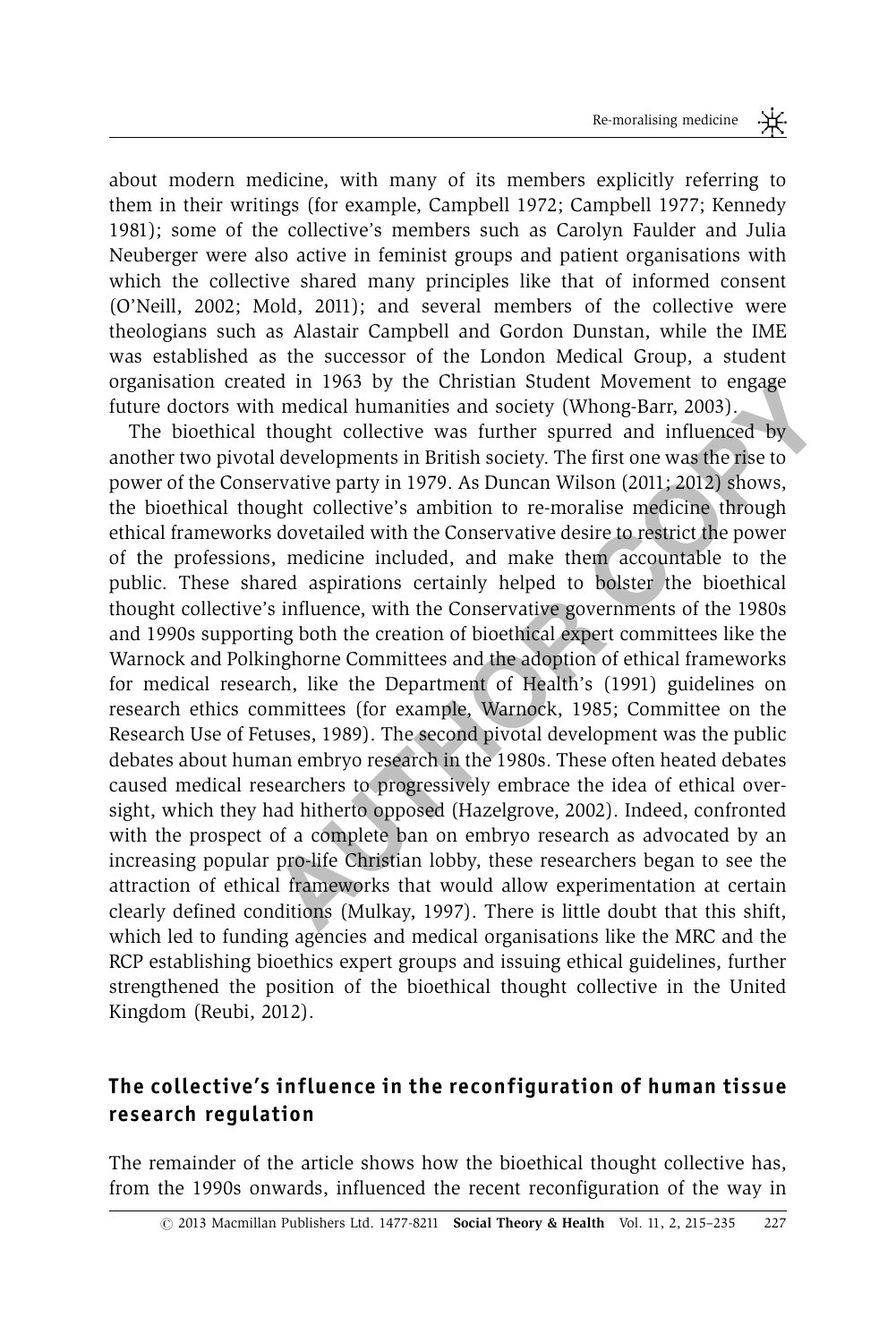about modern medicine, with many of its members explicitly referring to them in their writings (for example, Campbell 1972; Campbell 1977; Kennedy 1981); some of the collective's members such as Carolyn Faulder and Julia Neuberger were also active in feminist groups and patient organisations with which the collective shared many principles like that of informed consent (O'Neill, 2002; Mold, 2011); and several members of the collective were theologians such as Alastair Campbell and Gordon Dunstan, while the IME was established as the successor of the London Medical Group, a student organisation created in 1963 by the Christian Student Movement to engage future doctors with medical humanities and society (Whong-Barr, 2003).

The bioethical thought collective was further spurred and influenced by another two pivotal developments in British society. The first one was the rise to power of the Conservative party in 1979. As Duncan Wilson (2011; 2012) shows, the bioethical thought collective's ambition to re-moralise medicine through ethical frameworks dovetailed with the Conservative desire to restrict the power of the professions, medicine included, and make them accountable to the public. These shared aspirations certainly helped to bolster the bioethical thought collective's influence, with the Conservative governments of the 1980s and 1990s supporting both the creation of bioethical expert committees like the Warnock and Polkinghorne Committees and the adoption of ethical frameworks for medical research, like the Department of Health's (1991) guidelines on research ethics committees (for example, Warnock, 1985; Committee on the Research Use of Fetuses, 1989). The second pivotal development was the public debates about human embryo research in the 1980s. These often heated debates caused medical researchers to progressively embrace the idea of ethical oversight, which they had hitherto opposed (Hazelgrove, 2002). Indeed, confronted with the prospect of a complete ban on embryo research as advocated by an increasing popular pro-life Christian lobby, these researchers began to see the attraction of ethical frameworks that would allow experimentation at certain clearly defined conditions (Mulkay, 1997). There is little doubt that this shift, which led to funding agencies and medical organisations like the MRC and the RCP establishing bioethics expert groups and issuing ethical guidelines, further strengthened the position of the bioethical thought collective in the United Kingdom (Reubi, 2012).

## The collective's influence in the reconfiguration of human tissue research regulation

The remainder of the article shows how the bioethical thought collective has, from the 1990s onwards, influenced the recent reconfiguration of the way in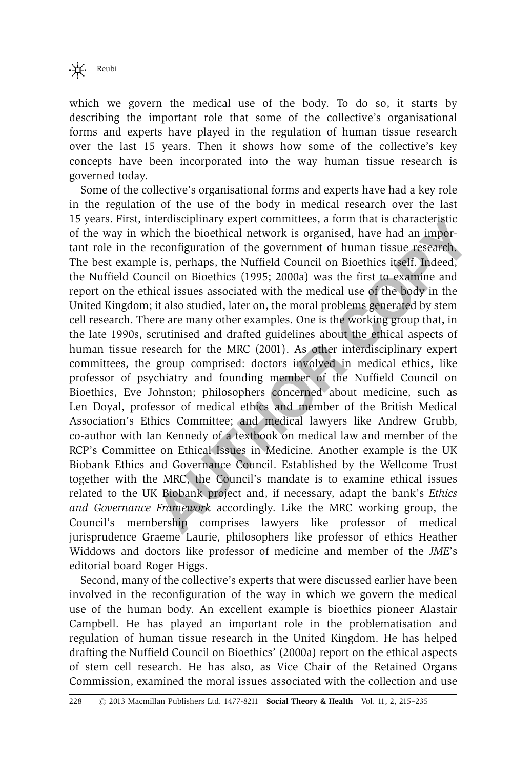which we govern the medical use of the body. To do so, it starts by describing the important role that some of the collective's organisational forms and experts have played in the regulation of human tissue research over the last 15 years. Then it shows how some of the collective's key concepts have been incorporated into the way human tissue research is governed today.

Some of the collective's organisational forms and experts have had a key role in the regulation of the use of the body in medical research over the last 15 years. First, interdisciplinary expert committees, a form that is characteristic of the way in which the bioethical network is organised, have had an important role in the reconfiguration of the government of human tissue research. The best example is, perhaps, the Nuffield Council on Bioethics itself. Indeed, the Nuffield Council on Bioethics (1995; 2000a) was the first to examine and report on the ethical issues associated with the medical use of the body in the United Kingdom; it also studied, later on, the moral problems generated by stem cell research. There are many other examples. One is the working group that, in the late 1990s, scrutinised and drafted guidelines about the ethical aspects of human tissue research for the MRC (2001). As other interdisciplinary expert committees, the group comprised: doctors involved in medical ethics, like professor of psychiatry and founding member of the Nuffield Council on Bioethics, Eve Johnston; philosophers concerned about medicine, such as Len Doyal, professor of medical ethics and member of the British Medical Association's Ethics Committee; and medical lawyers like Andrew Grubb, co-author with Ian Kennedy of a textbook on medical law and member of the RCP's Committee on Ethical Issues in Medicine. Another example is the UK Biobank Ethics and Governance Council. Established by the Wellcome Trust together with the MRC, the Council's mandate is to examine ethical issues related to the UK Biobank project and, if necessary, adapt the bank's *Ethics and Governance Framework* accordingly. Like the MRC working group, the Council's membership comprises lawyers like professor of medical jurisprudence Graeme Laurie, philosophers like professor of ethics Heather Widdows and doctors like professor of medicine and member of the *JME*'s editorial board Roger Higgs.

Second, many of the collective's experts that were discussed earlier have been involved in the reconfiguration of the way in which we govern the medical use of the human body. An excellent example is bioethics pioneer Alastair Campbell. He has played an important role in the problematisation and regulation of human tissue research in the United Kingdom. He has helped drafting the Nuffield Council on Bioethics' (2000a) report on the ethical aspects of stem cell research. He has also, as Vice Chair of the Retained Organs Commission, examined the moral issues associated with the collection and use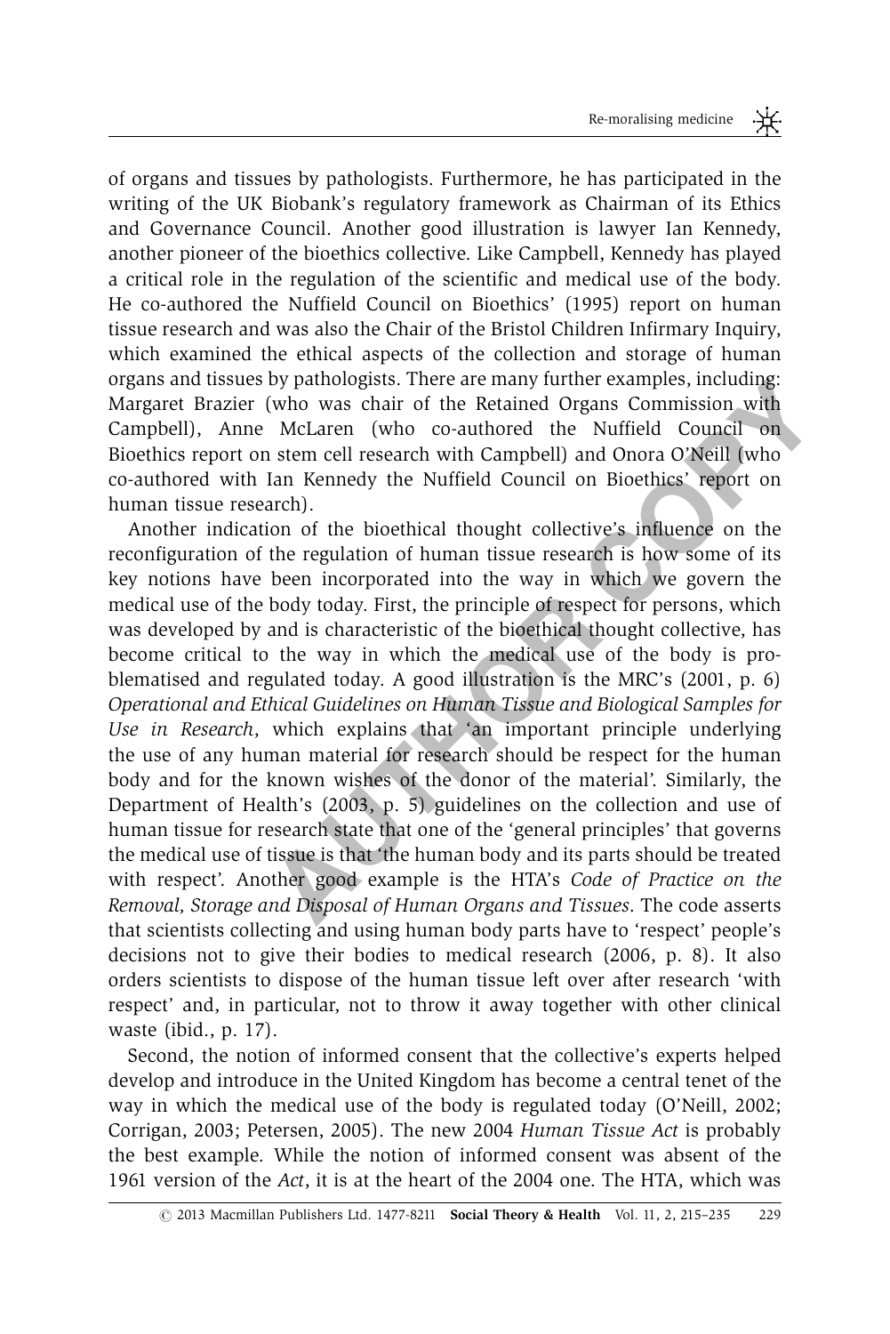of organs and tissues by pathologists. Furthermore, he has participated in the writing of the UK Biobank's regulatory framework as Chairman of its Ethics and Governance Council. Another good illustration is lawyer Ian Kennedy, another pioneer of the bioethics collective. Like Campbell, Kennedy has played a critical role in the regulation of the scientific and medical use of the body. He co-authored the Nuffield Council on Bioethics' (1995) report on human tissue research and was also the Chair of the Bristol Children Infirmary Inquiry, which examined the ethical aspects of the collection and storage of human organs and tissues by pathologists. There are many further examples, including: Margaret Brazier (who was chair of the Retained Organs Commission with Campbell), Anne McLaren (who co-authored the Nuffield Council on Bioethics report on stem cell research with Campbell) and Onora O'Neill (who co-authored with Ian Kennedy the Nuffield Council on Bioethics' report on human tissue research).

Another indication of the bioethical thought collective's influence on the reconfiguration of the regulation of human tissue research is how some of its key notions have been incorporated into the way in which we govern the medical use of the body today. First, the principle of respect for persons, which was developed by and is characteristic of the bioethical thought collective, has become critical to the way in which the medical use of the body is problematised and regulated today. A good illustration is the MRC's (2001, p. 6) *Operational and Ethical Guidelines on Human Tissue and Biological Samples for Use in Research*, which explains that 'an important principle underlying the use of any human material for research should be respect for the human body and for the known wishes of the donor of the material'. Similarly, the Department of Health's (2003, p. 5) guidelines on the collection and use of human tissue for research state that one of the 'general principles' that governs the medical use of tissue is that 'the human body and its parts should be treated with respect'. Another good example is the HTA's *Code of Practice on the Removal, Storage and Disposal of Human Organs and Tissues*. The code asserts that scientists collecting and using human body parts have to 'respect' people's decisions not to give their bodies to medical research (2006, p. 8). It also orders scientists to dispose of the human tissue left over after research 'with respect' and, in particular, not to throw it away together with other clinical waste (ibid., p. 17).

Second, the notion of informed consent that the collective's experts helped develop and introduce in the United Kingdom has become a central tenet of the way in which the medical use of the body is regulated today (O'Neill, 2002; Corrigan, 2003; Petersen, 2005). The new 2004 *Human Tissue Act* is probably the best example. While the notion of informed consent was absent of the 1961 version of the *Act*, it is at the heart of the 2004 one. The HTA, which was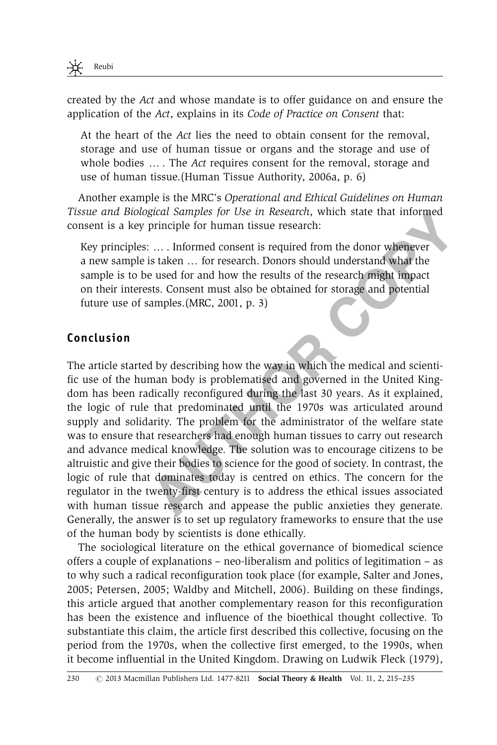created by the *Act* and whose mandate is to offer guidance on and ensure the application of the *Act*, explains in its *Code of Practice on Consent* that:

> At the heart of the *Act* lies the need to obtain consent for the removal, storage and use of human tissue or organs and the storage and use of whole bodies … . The *Act* requires consent for the removal, storage and use of human tissue.(Human Tissue Authority, 2006a, p. 6)

Another example is the MRC's *Operational and Ethical Guidelines on Human Tissue and Biological Samples for Use in Research*, which state that informed consent is a key principle for human tissue research:

> Key principles: … . Informed consent is required from the donor whenever a new sample is taken … for research. Donors should understand what the sample is to be used for and how the results of the research might impact on their interests. Consent must also be obtained for storage and potential future use of samples.(MRC, 2001, p. 3)

## Conclusion

The article started by describing how the way in which the medical and scientific use of the human body is problematised and governed in the United Kingdom has been radically reconfigured during the last 30 years. As it explained, the logic of rule that predominated until the 1970s was articulated around supply and solidarity. The problem for the administrator of the welfare state was to ensure that researchers had enough human tissues to carry out research and advance medical knowledge. The solution was to encourage citizens to be altruistic and give their bodies to science for the good of society. In contrast, the logic of rule that dominates today is centred on ethics. The concern for the regulator in the twenty-first century is to address the ethical issues associated with human tissue research and appease the public anxieties they generate. Generally, the answer is to set up regulatory frameworks to ensure that the use of the human body by scientists is done ethically.

The sociological literature on the ethical governance of biomedical science offers a couple of explanations – neo-liberalism and politics of legitimation – as to why such a radical reconfiguration took place (for example, Salter and Jones, 2005; Petersen, 2005; Waldby and Mitchell, 2006). Building on these findings, this article argued that another complementary reason for this reconfiguration has been the existence and influence of the bioethical thought collective. To substantiate this claim, the article first described this collective, focusing on the period from the 1970s, when the collective first emerged, to the 1990s, when it become influential in the United Kingdom. Drawing on Ludwik Fleck (1979),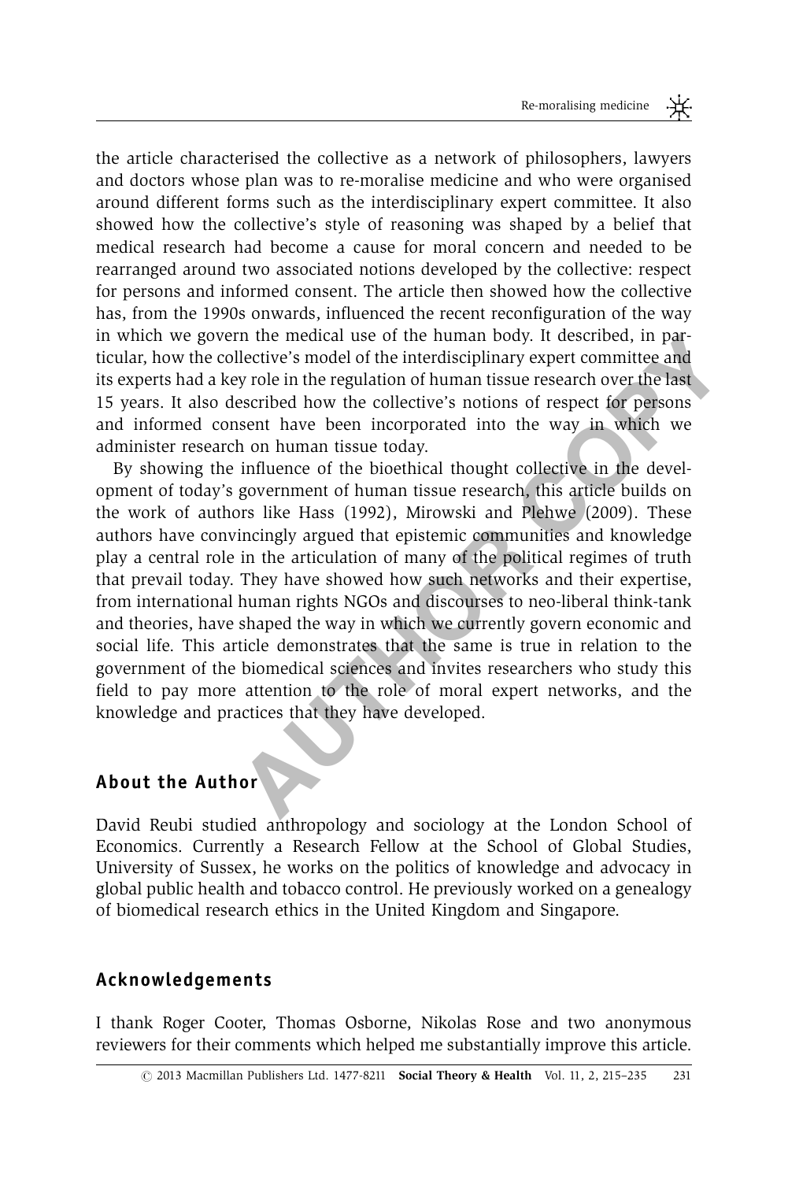the article characterised the collective as a network of philosophers, lawyers and doctors whose plan was to re-moralise medicine and who were organised around different forms such as the interdisciplinary expert committee. It also showed how the collective's style of reasoning was shaped by a belief that medical research had become a cause for moral concern and needed to be rearranged around two associated notions developed by the collective: respect for persons and informed consent. The article then showed how the collective has, from the 1990s onwards, influenced the recent reconfiguration of the way in which we govern the medical use of the human body. It described, in particular, how the collective's model of the interdisciplinary expert committee and its experts had a key role in the regulation of human tissue research over the last 15 years. It also described how the collective's notions of respect for persons and informed consent have been incorporated into the way in which we administer research on human tissue today.

By showing the influence of the bioethical thought collective in the development of today's government of human tissue research, this article builds on the work of authors like Hass (1992), Mirowski and Plehwe (2009). These authors have convincingly argued that epistemic communities and knowledge play a central role in the articulation of many of the political regimes of truth that prevail today. They have showed how such networks and their expertise, from international human rights NGOs and discourses to neo-liberal think-tank and theories, have shaped the way in which we currently govern economic and social life. This article demonstrates that the same is true in relation to the government of the biomedical sciences and invites researchers who study this field to pay more attention to the role of moral expert networks, and the knowledge and practices that they have developed.

## About the Author

David Reubi studied anthropology and sociology at the London School of Economics. Currently a Research Fellow at the School of Global Studies, University of Sussex, he works on the politics of knowledge and advocacy in global public health and tobacco control. He previously worked on a genealogy of biomedical research ethics in the United Kingdom and Singapore.

## Acknowledgements

I thank Roger Cooter, Thomas Osborne, Nikolas Rose and two anonymous reviewers for their comments which helped me substantially improve this article.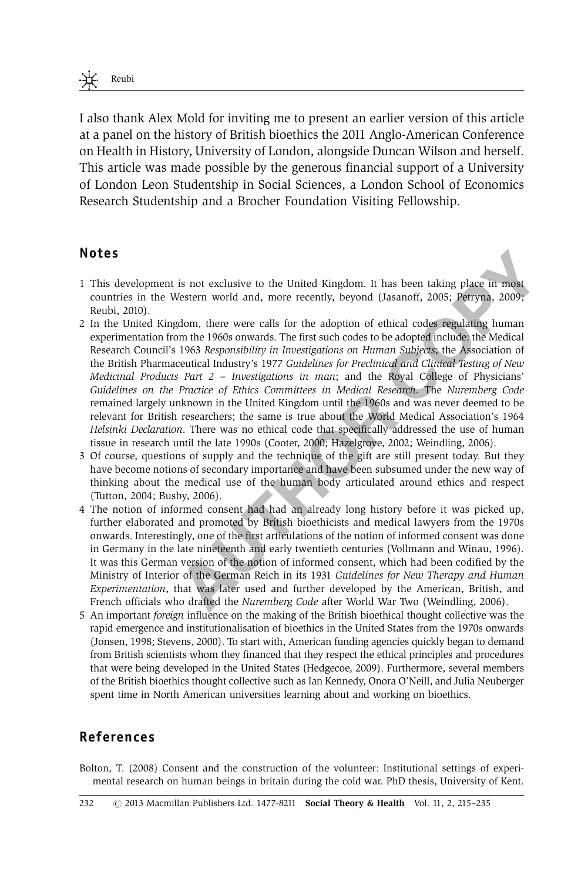I also thank Alex Mold for inviting me to present an earlier version of this article at a panel on the history of British bioethics the 2011 Anglo-American Conference on Health in History, University of London, alongside Duncan Wilson and herself. This article was made possible by the generous financial support of a University of London Leon Studentship in Social Sciences, a London School of Economics Research Studentship and a Brocher Foundation Visiting Fellowship.

## Notes

1. This development is not exclusive to the United Kingdom. It has been taking place in most countries in the Western world and, more recently, beyond (Jasanoff, 2005; Petryna, 2009; Reubi, 2010).
2. In the United Kingdom, there were calls for the adoption of ethical codes regulating human experimentation from the 1960s onwards. The first such codes to be adopted include: the Medical Research Council's 1963 *Responsibility in Investigations on Human Subjects*; the Association of the British Pharmaceutical Industry's 1977 *Guidelines for Preclinical and Clinical Testing of New Medicinal Products Part 2 – Investigations in man*; and the Royal College of Physicians' *Guidelines on the Practice of Ethics Committees in Medical Research*. The *Nuremberg Code* remained largely unknown in the United Kingdom until the 1960s and was never deemed to be relevant for British researchers; the same is true about the World Medical Association's 1964 *Helsinki Declaration*. There was no ethical code that specifically addressed the use of human tissue in research until the late 1990s (Cooter, 2000; Hazelgrove, 2002; Weindling, 2006).
3. Of course, questions of supply and the technique of the gift are still present today. But they have become notions of secondary importance and have been subsumed under the new way of thinking about the medical use of the human body articulated around ethics and respect (Tutton, 2004; Busby, 2006).
4. The notion of informed consent had had an already long history before it was picked up, further elaborated and promoted by British bioethicists and medical lawyers from the 1970s onwards. Interestingly, one of the first articulations of the notion of informed consent was done in Germany in the late nineteenth and early twentieth centuries (Vollmann and Winau, 1996). It was this German version of the notion of informed consent, which had been codified by the Ministry of Interior of the German Reich in its 1931 *Guidelines for New Therapy and Human Experimentation*, that was later used and further developed by the American, British, and French officials who drafted the *Nuremberg Code* after World War Two (Weindling, 2006).
5. An important *foreign* influence on the making of the British bioethical thought collective was the rapid emergence and institutionalisation of bioethics in the United States from the 1970s onwards (Jonsen, 1998; Stevens, 2000). To start with, American funding agencies quickly began to demand from British scientists whom they financed that they respect the ethical principles and procedures that were being developed in the United States (Hedgecoe, 2009). Furthermore, several members of the British bioethics thought collective such as Ian Kennedy, Onora O'Neill, and Julia Neuberger spent time in North American universities learning about and working on bioethics.

## References

Bolton, T. (2008) Consent and the construction of the volunteer: Institutional settings of experimental research on human beings in britain during the cold war. PhD thesis, University of Kent.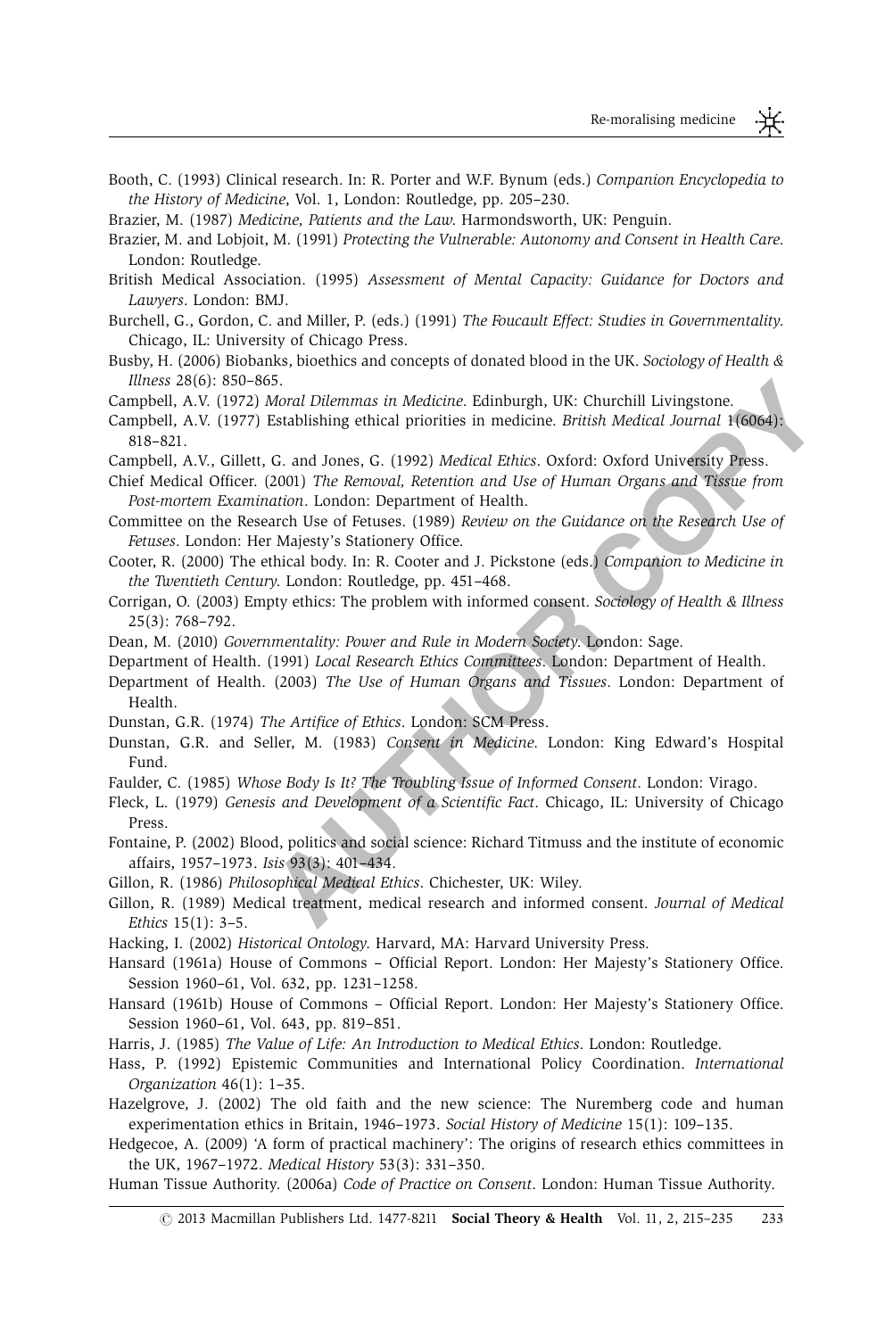Booth, C. (1993) Clinical research. In: R. Porter and W.F. Bynum (eds.) *Companion Encyclopedia to the History of Medicine*, Vol. 1, London: Routledge, pp. 205–230.

Brazier, M. (1987) *Medicine, Patients and the Law*. Harmondsworth, UK: Penguin.

Brazier, M. and Lobjoit, M. (1991) *Protecting the Vulnerable: Autonomy and Consent in Health Care*. London: Routledge.

British Medical Association. (1995) *Assessment of Mental Capacity: Guidance for Doctors and Lawyers*. London: BMJ.

Burchell, G., Gordon, C. and Miller, P. (eds.) (1991) *The Foucault Effect: Studies in Governmentality*. Chicago, IL: University of Chicago Press.

Busby, H. (2006) Biobanks, bioethics and concepts of donated blood in the UK. *Sociology of Health & Illness* 28(6): 850–865.

Campbell, A.V. (1972) *Moral Dilemmas in Medicine*. Edinburgh, UK: Churchill Livingstone.

Campbell, A.V. (1977) Establishing ethical priorities in medicine. *British Medical Journal* 1(6064): 818–821.

Campbell, A.V., Gillett, G. and Jones, G. (1992) *Medical Ethics*. Oxford: Oxford University Press.

Chief Medical Officer. (2001) *The Removal, Retention and Use of Human Organs and Tissue from Post-mortem Examination*. London: Department of Health.

Committee on the Research Use of Fetuses. (1989) *Review on the Guidance on the Research Use of Fetuses*. London: Her Majesty's Stationery Office.

Cooter, R. (2000) The ethical body. In: R. Cooter and J. Pickstone (eds.) *Companion to Medicine in the Twentieth Century*. London: Routledge, pp. 451–468.

Corrigan, O. (2003) Empty ethics: The problem with informed consent. *Sociology of Health & Illness* 25(3): 768–792.

Dean, M. (2010) *Governmentality: Power and Rule in Modern Society*. London: Sage.

Department of Health. (1991) *Local Research Ethics Committees*. London: Department of Health.

Department of Health. (2003) *The Use of Human Organs and Tissues*. London: Department of Health.

Dunstan, G.R. (1974) *The Artifice of Ethics*. London: SCM Press.

Dunstan, G.R. and Seller, M. (1983) *Consent in Medicine*. London: King Edward's Hospital Fund.

Faulder, C. (1985) *Whose Body Is It? The Troubling Issue of Informed Consent*. London: Virago.

Fleck, L. (1979) *Genesis and Development of a Scientific Fact*. Chicago, IL: University of Chicago Press.

Fontaine, P. (2002) Blood, politics and social science: Richard Titmuss and the institute of economic affairs, 1957–1973. *Isis* 93(3): 401–434.

Gillon, R. (1986) *Philosophical Medical Ethics*. Chichester, UK: Wiley.

Gillon, R. (1989) Medical treatment, medical research and informed consent. *Journal of Medical Ethics* 15(1): 3–5.

Hacking, I. (2002) *Historical Ontology*. Harvard, MA: Harvard University Press.

Hansard (1961a) House of Commons – Official Report. London: Her Majesty's Stationery Office. Session 1960–61, Vol. 632, pp. 1231–1258.

Hansard (1961b) House of Commons – Official Report. London: Her Majesty's Stationery Office. Session 1960–61, Vol. 643, pp. 819–851.

Harris, J. (1985) *The Value of Life: An Introduction to Medical Ethics*. London: Routledge.

Hass, P. (1992) Epistemic Communities and International Policy Coordination. *International Organization* 46(1): 1–35.

Hazelgrove, J. (2002) The old faith and the new science: The Nuremberg code and human experimentation ethics in Britain, 1946–1973. *Social History of Medicine* 15(1): 109–135.

Hedgecoe, A. (2009) 'A form of practical machinery': The origins of research ethics committees in the UK, 1967–1972. *Medical History* 53(3): 331–350.

Human Tissue Authority. (2006a) *Code of Practice on Consent*. London: Human Tissue Authority.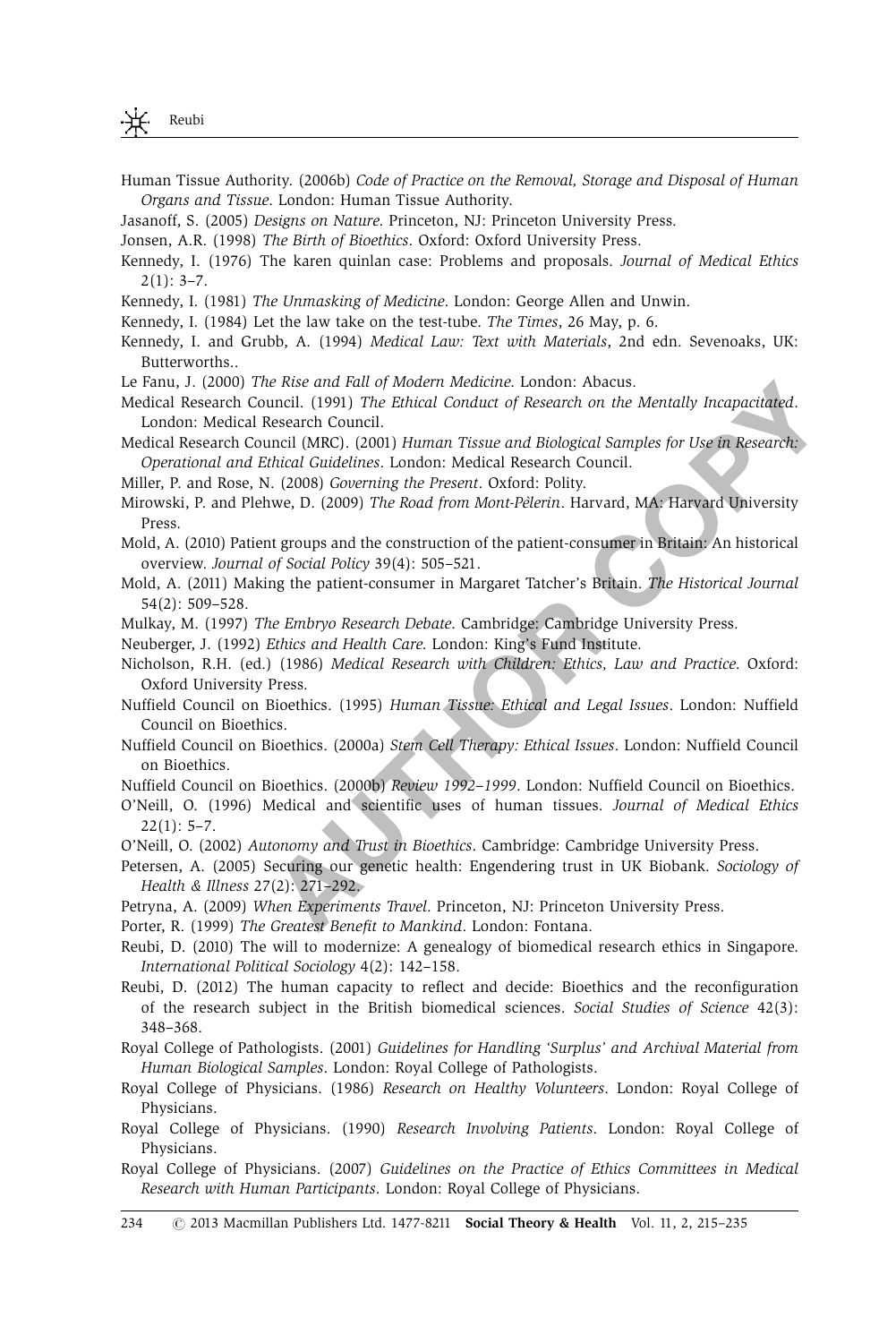Human Tissue Authority. (2006b) *Code of Practice on the Removal, Storage and Disposal of Human Organs and Tissue*. London: Human Tissue Authority.

Jasanoff, S. (2005) *Designs on Nature*. Princeton, NJ: Princeton University Press.

Jonsen, A.R. (1998) *The Birth of Bioethics*. Oxford: Oxford University Press.

Kennedy, I. (1976) The karen quinlan case: Problems and proposals. *Journal of Medical Ethics* 2(1): 3–7.

Kennedy, I. (1981) *The Unmasking of Medicine*. London: George Allen and Unwin.

Kennedy, I. (1984) Let the law take on the test-tube. *The Times*, 26 May, p. 6.

Kennedy, I. and Grubb, A. (1994) *Medical Law: Text with Materials*, 2nd edn. Sevenoaks, UK: Butterworths..

Le Fanu, J. (2000) *The Rise and Fall of Modern Medicine*. London: Abacus.

Medical Research Council. (1991) *The Ethical Conduct of Research on the Mentally Incapacitated*. London: Medical Research Council.

Medical Research Council (MRC). (2001) *Human Tissue and Biological Samples for Use in Research: Operational and Ethical Guidelines*. London: Medical Research Council.

Miller, P. and Rose, N. (2008) *Governing the Present*. Oxford: Polity.

Mirowski, P. and Plehwe, D. (2009) *The Road from Mont-Pèlerin*. Harvard, MA: Harvard University Press.

Mold, A. (2010) Patient groups and the construction of the patient-consumer in Britain: An historical overview. *Journal of Social Policy* 39(4): 505–521.

Mold, A. (2011) Making the patient-consumer in Margaret Tatcher's Britain. *The Historical Journal* 54(2): 509–528.

Mulkay, M. (1997) *The Embryo Research Debate*. Cambridge: Cambridge University Press.

Neuberger, J. (1992) *Ethics and Health Care*. London: King's Fund Institute.

Nicholson, R.H. (ed.) (1986) *Medical Research with Children: Ethics, Law and Practice*. Oxford: Oxford University Press.

Nuffield Council on Bioethics. (1995) *Human Tissue: Ethical and Legal Issues*. London: Nuffield Council on Bioethics.

Nuffield Council on Bioethics. (2000a) *Stem Cell Therapy: Ethical Issues*. London: Nuffield Council on Bioethics.

Nuffield Council on Bioethics. (2000b) *Review 1992–1999*. London: Nuffield Council on Bioethics.

O'Neill, O. (1996) Medical and scientific uses of human tissues. *Journal of Medical Ethics* 22(1): 5–7.

O'Neill, O. (2002) *Autonomy and Trust in Bioethics*. Cambridge: Cambridge University Press.

Petersen, A. (2005) Securing our genetic health: Engendering trust in UK Biobank. *Sociology of Health & Illness* 27(2): 271–292.

Petryna, A. (2009) *When Experiments Travel*. Princeton, NJ: Princeton University Press.

Porter, R. (1999) *The Greatest Benefit to Mankind*. London: Fontana.

Reubi, D. (2010) The will to modernize: A genealogy of biomedical research ethics in Singapore. *International Political Sociology* 4(2): 142–158.

Reubi, D. (2012) The human capacity to reflect and decide: Bioethics and the reconfiguration of the research subject in the British biomedical sciences. *Social Studies of Science* 42(3): 348–368.

Royal College of Pathologists. (2001) *Guidelines for Handling 'Surplus' and Archival Material from Human Biological Samples*. London: Royal College of Pathologists.

Royal College of Physicians. (1986) *Research on Healthy Volunteers*. London: Royal College of Physicians.

Royal College of Physicians. (1990) *Research Involving Patients*. London: Royal College of Physicians.

Royal College of Physicians. (2007) *Guidelines on the Practice of Ethics Committees in Medical Research with Human Participants*. London: Royal College of Physicians.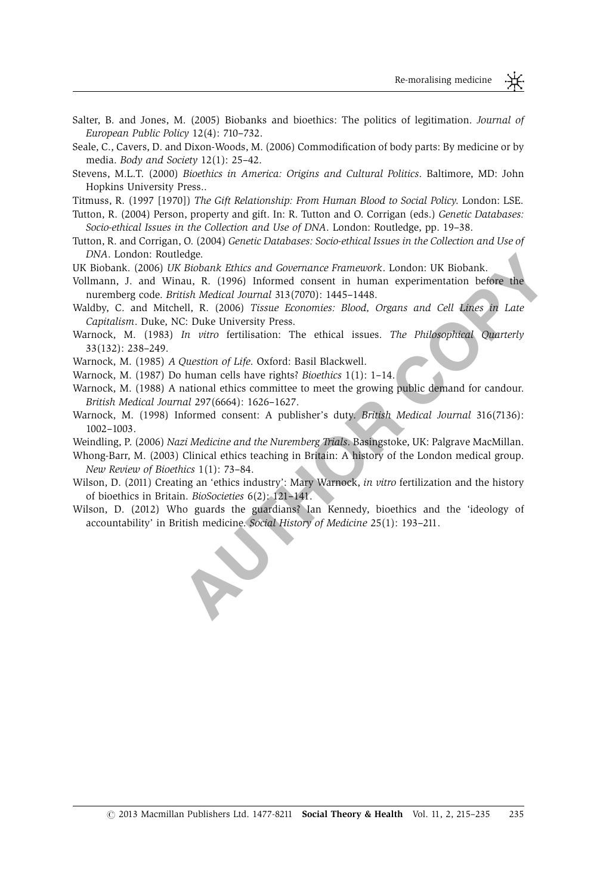Salter, B. and Jones, M. (2005) Biobanks and bioethics: The politics of legitimation. *Journal of European Public Policy* 12(4): 710–732.

Seale, C., Cavers, D. and Dixon-Woods, M. (2006) Commodification of body parts: By medicine or by media. *Body and Society* 12(1): 25–42.

Stevens, M.L.T. (2000) *Bioethics in America: Origins and Cultural Politics*. Baltimore, MD: John Hopkins University Press..

Titmuss, R. (1997 [1970]) *The Gift Relationship: From Human Blood to Social Policy*. London: LSE.

Tutton, R. (2004) Person, property and gift. In: R. Tutton and O. Corrigan (eds.) *Genetic Databases: Socio-ethical Issues in the Collection and Use of DNA*. London: Routledge, pp. 19–38.

Tutton, R. and Corrigan, O. (2004) *Genetic Databases: Socio-ethical Issues in the Collection and Use of DNA*. London: Routledge.

UK Biobank. (2006) *UK Biobank Ethics and Governance Framework*. London: UK Biobank.

Vollmann, J. and Winau, R. (1996) Informed consent in human experimentation before the nuremberg code. *British Medical Journal* 313(7070): 1445–1448.

Waldby, C. and Mitchell, R. (2006) *Tissue Economies: Blood, Organs and Cell Lines in Late Capitalism*. Duke, NC: Duke University Press.

Warnock, M. (1983) *In vitro* fertilisation: The ethical issues. *The Philosophical Quarterly* 33(132): 238–249.

Warnock, M. (1985) *A Question of Life*. Oxford: Basil Blackwell.

Warnock, M. (1987) Do human cells have rights? *Bioethics* 1(1): 1–14.

Warnock, M. (1988) A national ethics committee to meet the growing public demand for candour. *British Medical Journal* 297(6664): 1626–1627.

Warnock, M. (1998) Informed consent: A publisher's duty. *British Medical Journal* 316(7136): 1002–1003.

Weindling, P. (2006) *Nazi Medicine and the Nuremberg Trials*. Basingstoke, UK: Palgrave MacMillan.

Whong-Barr, M. (2003) Clinical ethics teaching in Britain: A history of the London medical group. *New Review of Bioethics* 1(1): 73–84.

Wilson, D. (2011) Creating an 'ethics industry': Mary Warnock, *in vitro* fertilization and the history of bioethics in Britain. *BioSocieties* 6(2): 121–141.

Wilson, D. (2012) Who guards the guardians? Ian Kennedy, bioethics and the 'ideology of accountability' in British medicine. *Social History of Medicine* 25(1): 193–211.